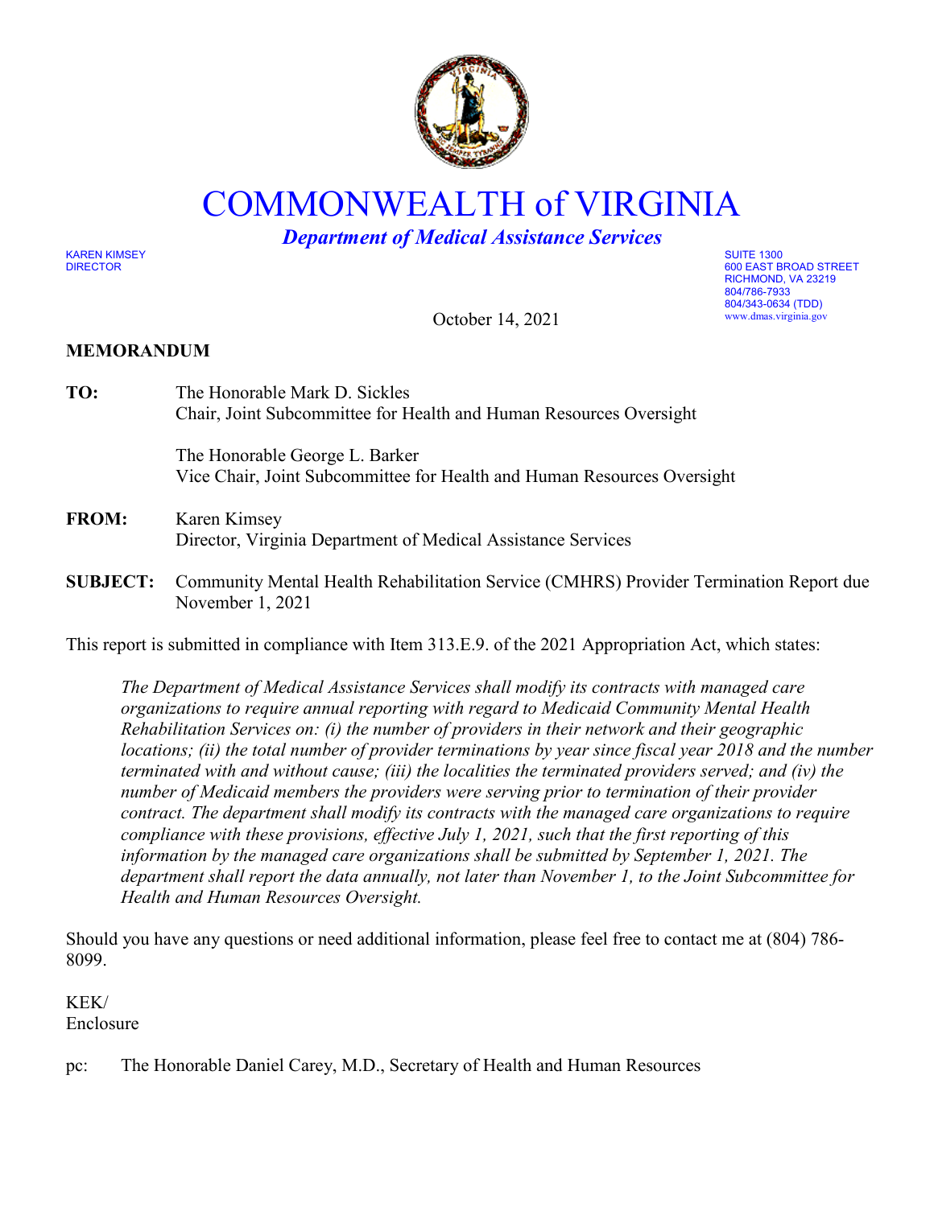# COMMONWEALTH of VIRGINIA

***Department of Medical Assistance Services***

KAREN KIMSEY
DIRECTOR

SUITE 1300
600 EAST BROAD STREET
RICHMOND, VA 23219
804/786-7933
804/343-0634 (TDD)
www.dmas.virginia.gov

October 14, 2021

**MEMORANDUM**

**TO:** The Honorable Mark D. Sickles
Chair, Joint Subcommittee for Health and Human Resources Oversight

The Honorable George L. Barker
Vice Chair, Joint Subcommittee for Health and Human Resources Oversight

**FROM:** Karen Kimsey
Director, Virginia Department of Medical Assistance Services

**SUBJECT:** Community Mental Health Rehabilitation Service (CMHRS) Provider Termination Report due November 1, 2021

This report is submitted in compliance with Item 313.E.9. of the 2021 Appropriation Act, which states:

> *The Department of Medical Assistance Services shall modify its contracts with managed care organizations to require annual reporting with regard to Medicaid Community Mental Health Rehabilitation Services on: (i) the number of providers in their network and their geographic locations; (ii) the total number of provider terminations by year since fiscal year 2018 and the number terminated with and without cause; (iii) the localities the terminated providers served; and (iv) the number of Medicaid members the providers were serving prior to termination of their provider contract. The department shall modify its contracts with the managed care organizations to require compliance with these provisions, effective July 1, 2021, such that the first reporting of this information by the managed care organizations shall be submitted by September 1, 2021. The department shall report the data annually, not later than November 1, to the Joint Subcommittee for Health and Human Resources Oversight.*

Should you have any questions or need additional information, please feel free to contact me at (804) 786-8099.

KEK/
Enclosure

pc: The Honorable Daniel Carey, M.D., Secretary of Health and Human Resources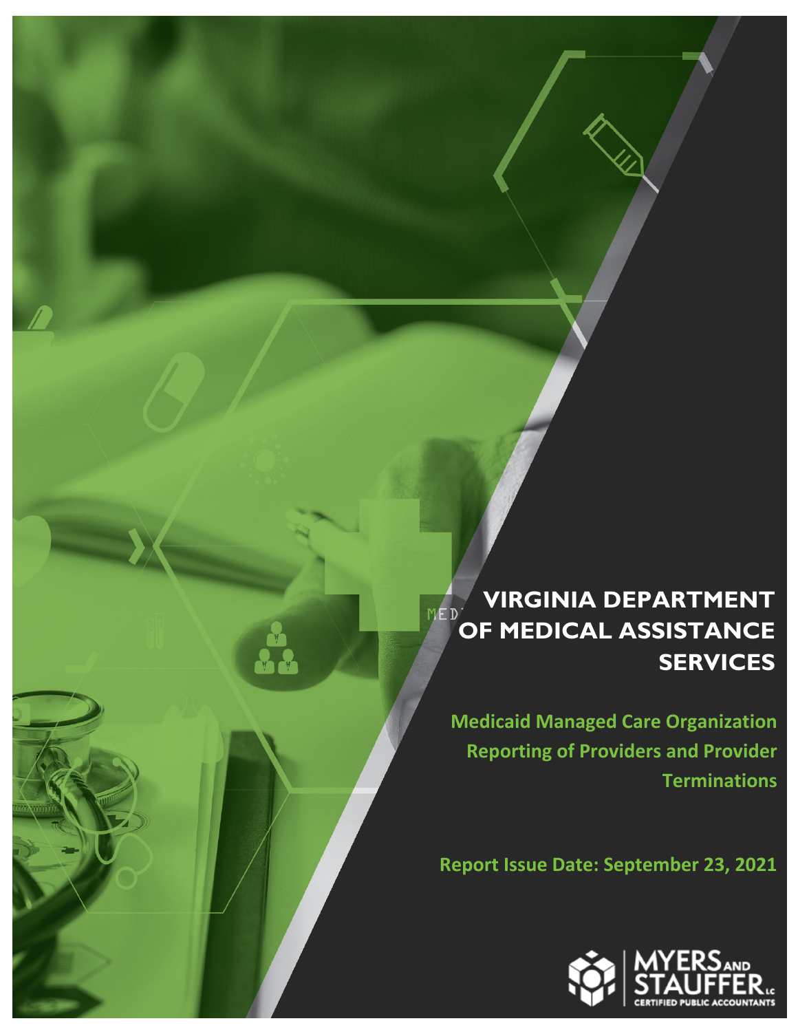# VIRGINIA DEPARTMENT OF MEDICAL ASSISTANCE SERVICES

## Medicaid Managed Care Organization Reporting of Providers and Provider Terminations

**Report Issue Date: September 23, 2021**

MYERS AND STAUFFER LC
CERTIFIED PUBLIC ACCOUNTANTS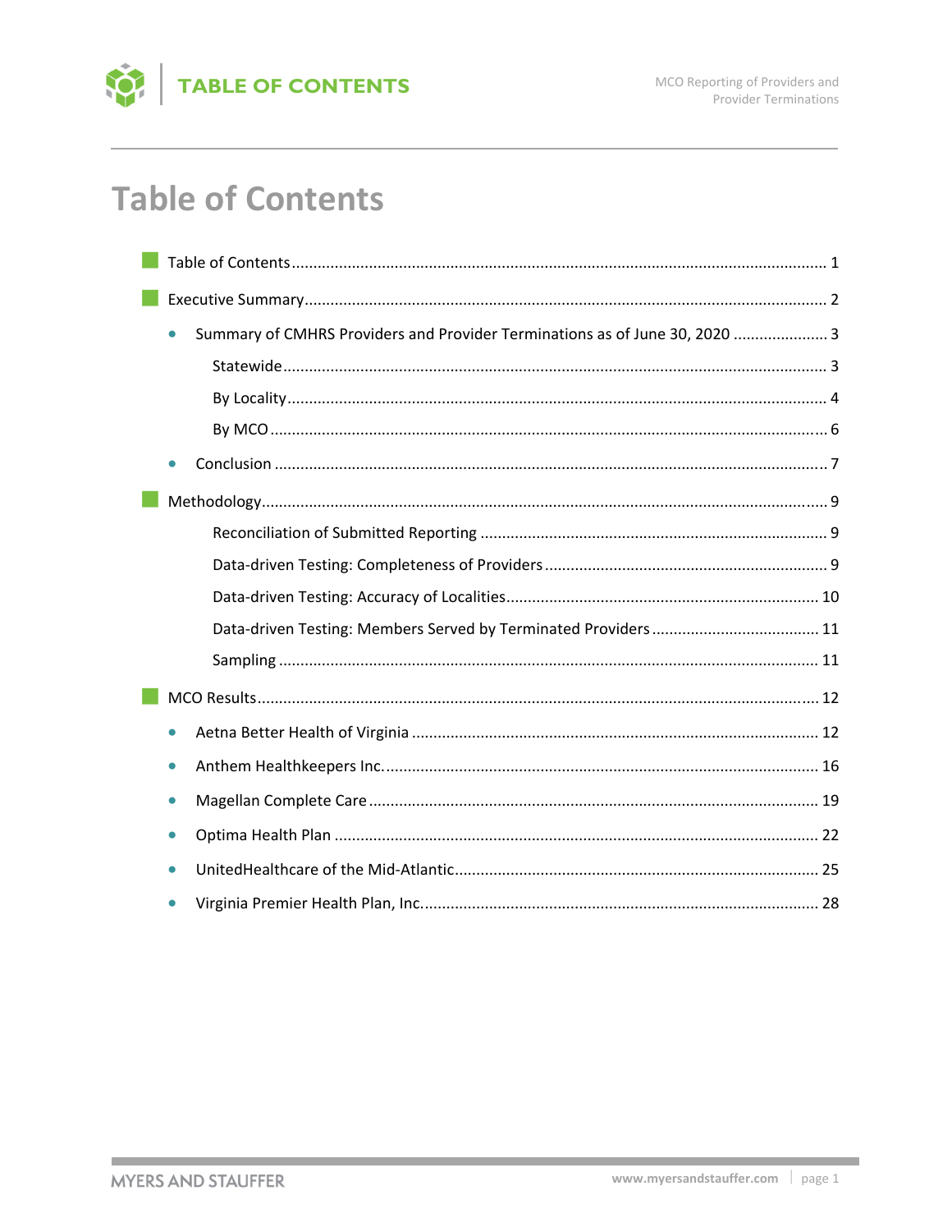# Table of Contents

- Table of Contents ........................................................ 1
- Executive Summary ........................................................ 2
  - Summary of CMHRS Providers and Provider Terminations as of June 30, 2020 ........................................................ 3
    - Statewide ........................................................ 3
    - By Locality ........................................................ 4
    - By MCO ........................................................ 6
  - Conclusion ........................................................ 7
- Methodology ........................................................ 9
  - Reconciliation of Submitted Reporting ........................................................ 9
  - Data-driven Testing: Completeness of Providers ........................................................ 9
  - Data-driven Testing: Accuracy of Localities ........................................................ 10
  - Data-driven Testing: Members Served by Terminated Providers ........................................................ 11
  - Sampling ........................................................ 11
- MCO Results ........................................................ 12
  - Aetna Better Health of Virginia ........................................................ 12
  - Anthem Healthkeepers Inc. ........................................................ 16
  - Magellan Complete Care ........................................................ 19
  - Optima Health Plan ........................................................ 22
  - UnitedHealthcare of the Mid-Atlantic ........................................................ 25
  - Virginia Premier Health Plan, Inc. ........................................................ 28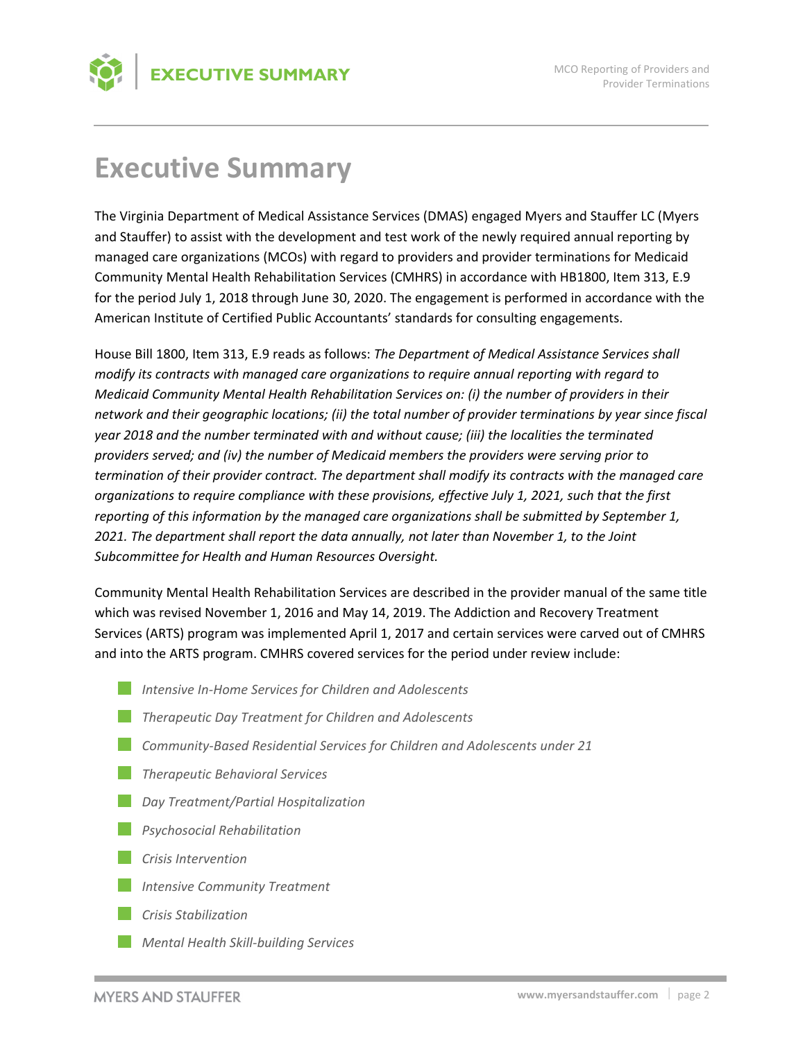# Executive Summary

The Virginia Department of Medical Assistance Services (DMAS) engaged Myers and Stauffer LC (Myers and Stauffer) to assist with the development and test work of the newly required annual reporting by managed care organizations (MCOs) with regard to providers and provider terminations for Medicaid Community Mental Health Rehabilitation Services (CMHRS) in accordance with HB1800, Item 313, E.9 for the period July 1, 2018 through June 30, 2020. The engagement is performed in accordance with the American Institute of Certified Public Accountants' standards for consulting engagements.

House Bill 1800, Item 313, E.9 reads as follows: *The Department of Medical Assistance Services shall modify its contracts with managed care organizations to require annual reporting with regard to Medicaid Community Mental Health Rehabilitation Services on: (i) the number of providers in their network and their geographic locations; (ii) the total number of provider terminations by year since fiscal year 2018 and the number terminated with and without cause; (iii) the localities the terminated providers served; and (iv) the number of Medicaid members the providers were serving prior to termination of their provider contract. The department shall modify its contracts with the managed care organizations to require compliance with these provisions, effective July 1, 2021, such that the first reporting of this information by the managed care organizations shall be submitted by September 1, 2021. The department shall report the data annually, not later than November 1, to the Joint Subcommittee for Health and Human Resources Oversight.*

Community Mental Health Rehabilitation Services are described in the provider manual of the same title which was revised November 1, 2016 and May 14, 2019. The Addiction and Recovery Treatment Services (ARTS) program was implemented April 1, 2017 and certain services were carved out of CMHRS and into the ARTS program. CMHRS covered services for the period under review include:

- *Intensive In-Home Services for Children and Adolescents*
- *Therapeutic Day Treatment for Children and Adolescents*
- *Community-Based Residential Services for Children and Adolescents under 21*
- *Therapeutic Behavioral Services*
- *Day Treatment/Partial Hospitalization*
- *Psychosocial Rehabilitation*
- *Crisis Intervention*
- *Intensive Community Treatment*
- *Crisis Stabilization*
- *Mental Health Skill-building Services*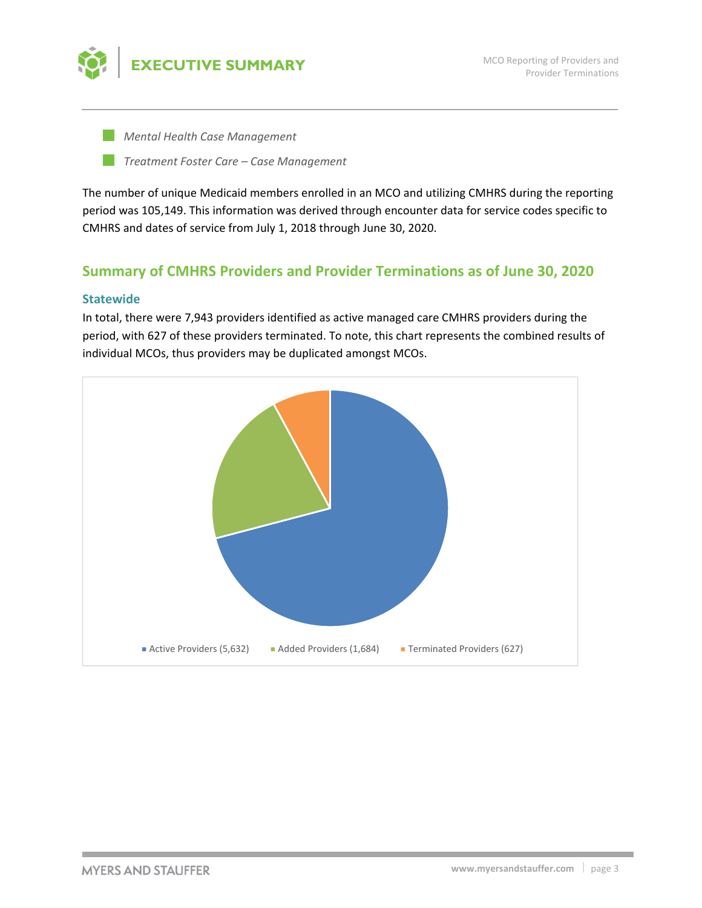- *Mental Health Case Management*
- *Treatment Foster Care – Case Management*

The number of unique Medicaid members enrolled in an MCO and utilizing CMHRS during the reporting period was 105,149. This information was derived through encounter data for service codes specific to CMHRS and dates of service from July 1, 2018 through June 30, 2020.

## Summary of CMHRS Providers and Provider Terminations as of June 30, 2020

### Statewide

In total, there were 7,943 providers identified as active managed care CMHRS providers during the period, with 627 of these providers terminated. To note, this chart represents the combined results of individual MCOs, thus providers may be duplicated amongst MCOs.

Active Providers (5,632) | Added Providers (1,684) | Terminated Providers (627)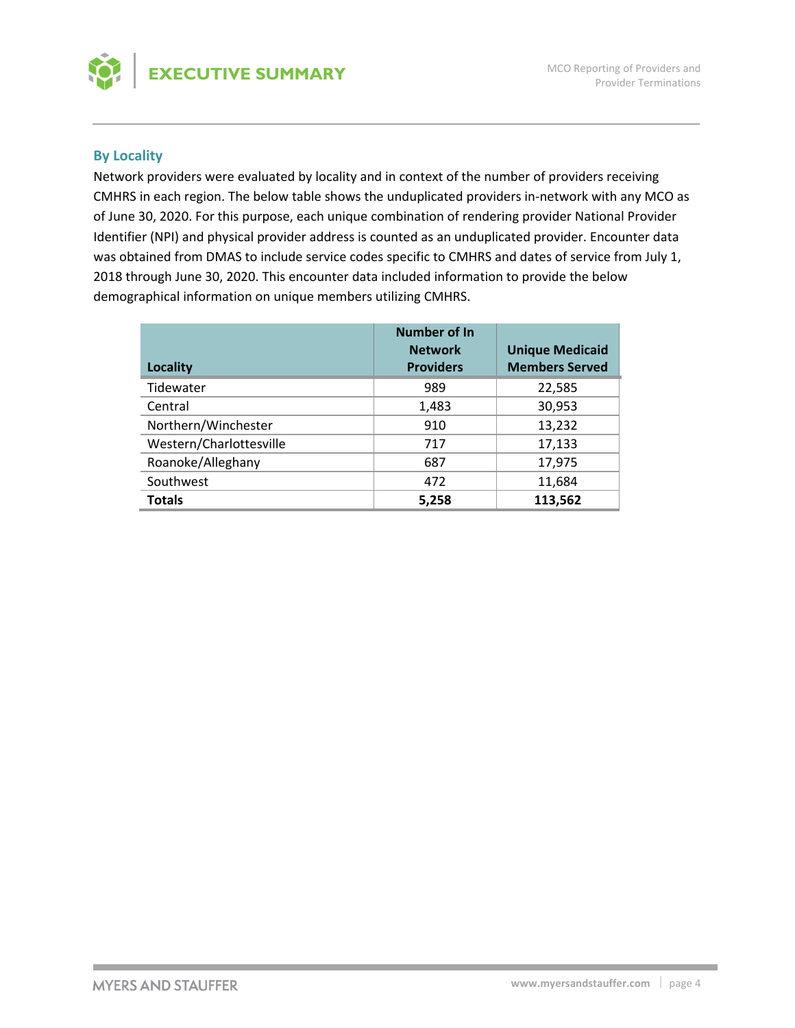## By Locality

Network providers were evaluated by locality and in context of the number of providers receiving CMHRS in each region. The below table shows the unduplicated providers in-network with any MCO as of June 30, 2020. For this purpose, each unique combination of rendering provider National Provider Identifier (NPI) and physical provider address is counted as an unduplicated provider. Encounter data was obtained from DMAS to include service codes specific to CMHRS and dates of service from July 1, 2018 through June 30, 2020. This encounter data included information to provide the below demographical information on unique members utilizing CMHRS.

| Locality | Number of In Network Providers | Unique Medicaid Members Served |
|---|---|---|
| Tidewater | 989 | 22,585 |
| Central | 1,483 | 30,953 |
| Northern/Winchester | 910 | 13,232 |
| Western/Charlottesville | 717 | 17,133 |
| Roanoke/Alleghany | 687 | 17,975 |
| Southwest | 472 | 11,684 |
| **Totals** | **5,258** | **113,562** |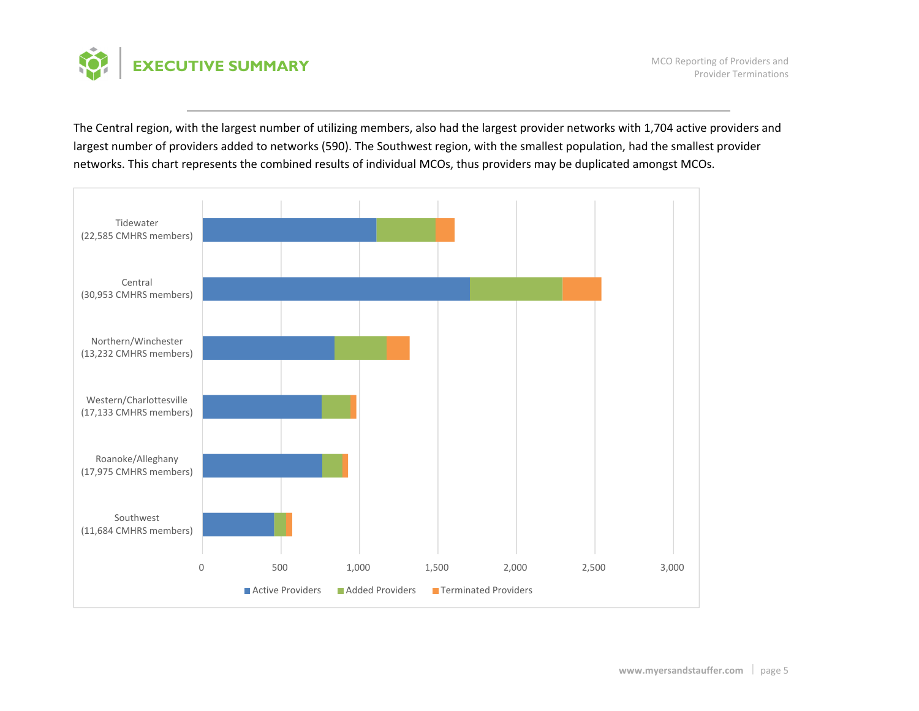# EXECUTIVE SUMMARY

The Central region, with the largest number of utilizing members, also had the largest provider networks with 1,704 active providers and largest number of providers added to networks (590). The Southwest region, with the smallest population, had the smallest provider networks. This chart represents the combined results of individual MCOs, thus providers may be duplicated amongst MCOs.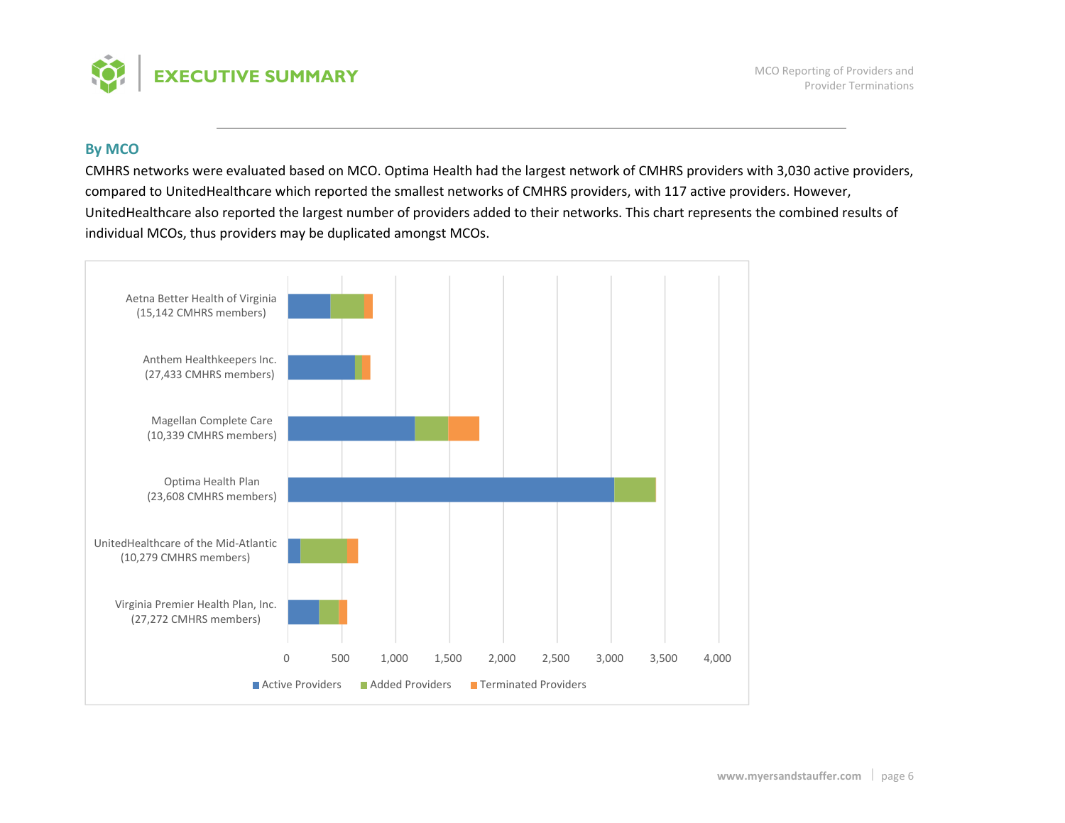## By MCO

CMHRS networks were evaluated based on MCO. Optima Health had the largest network of CMHRS providers with 3,030 active providers, compared to UnitedHealthcare which reported the smallest networks of CMHRS providers, with 117 active providers. However, UnitedHealthcare also reported the largest number of providers added to their networks. This chart represents the combined results of individual MCOs, thus providers may be duplicated amongst MCOs.

Aetna Better Health of Virginia (15,142 CMHRS members)

Anthem Healthkeepers Inc. (27,433 CMHRS members)

Magellan Complete Care (10,339 CMHRS members)

Optima Health Plan (23,608 CMHRS members)

UnitedHealthcare of the Mid-Atlantic (10,279 CMHRS members)

Virginia Premier Health Plan, Inc. (27,272 CMHRS members)

0 500 1,000 1,500 2,000 2,500 3,000 3,500 4,000

Active Providers Added Providers Terminated Providers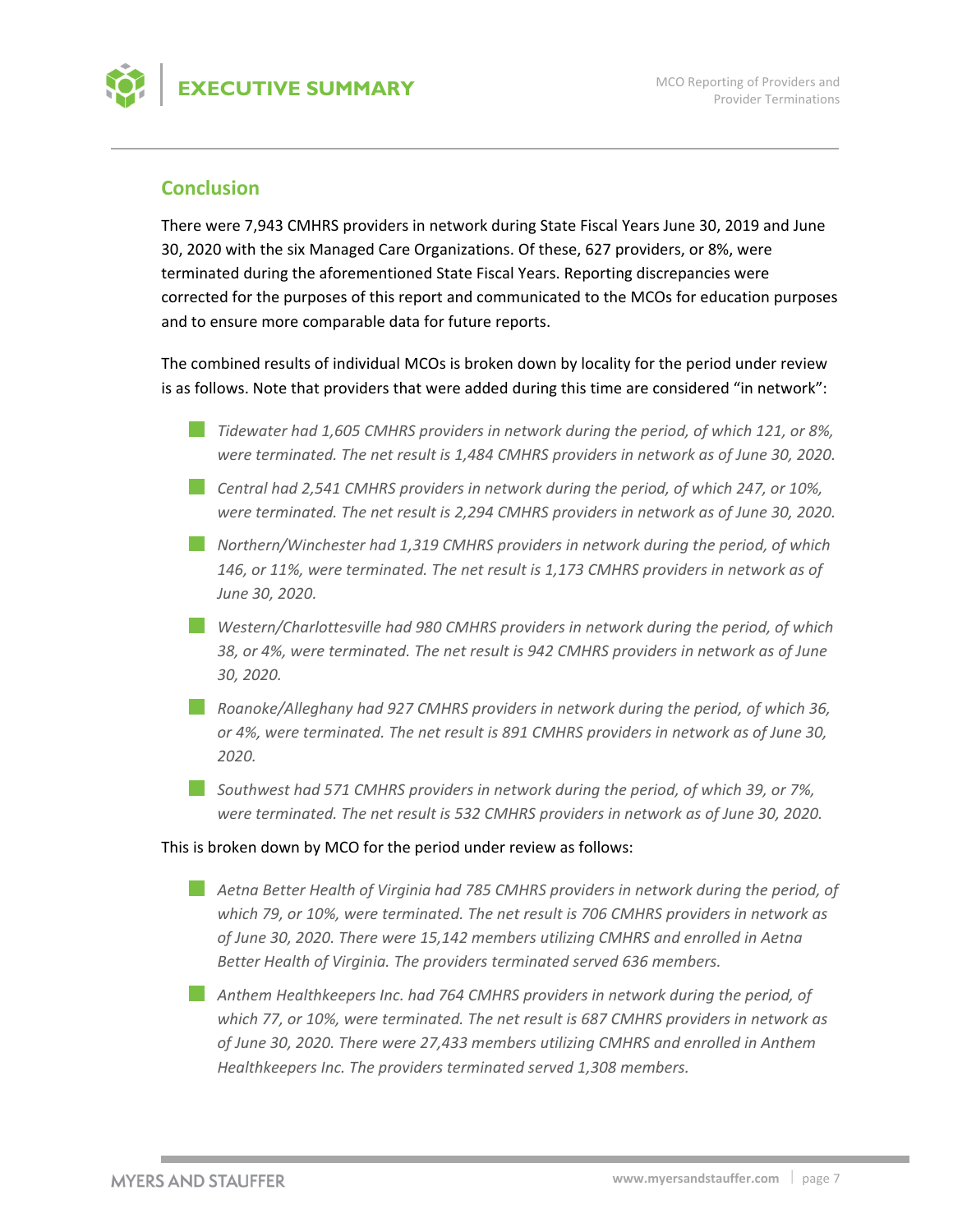## Conclusion

There were 7,943 CMHRS providers in network during State Fiscal Years June 30, 2019 and June 30, 2020 with the six Managed Care Organizations. Of these, 627 providers, or 8%, were terminated during the aforementioned State Fiscal Years. Reporting discrepancies were corrected for the purposes of this report and communicated to the MCOs for education purposes and to ensure more comparable data for future reports.

The combined results of individual MCOs is broken down by locality for the period under review is as follows. Note that providers that were added during this time are considered "in network":

- *Tidewater had 1,605 CMHRS providers in network during the period, of which 121, or 8%, were terminated. The net result is 1,484 CMHRS providers in network as of June 30, 2020.*
- *Central had 2,541 CMHRS providers in network during the period, of which 247, or 10%, were terminated. The net result is 2,294 CMHRS providers in network as of June 30, 2020.*
- *Northern/Winchester had 1,319 CMHRS providers in network during the period, of which 146, or 11%, were terminated. The net result is 1,173 CMHRS providers in network as of June 30, 2020.*
- *Western/Charlottesville had 980 CMHRS providers in network during the period, of which 38, or 4%, were terminated. The net result is 942 CMHRS providers in network as of June 30, 2020.*
- *Roanoke/Alleghany had 927 CMHRS providers in network during the period, of which 36, or 4%, were terminated. The net result is 891 CMHRS providers in network as of June 30, 2020.*
- *Southwest had 571 CMHRS providers in network during the period, of which 39, or 7%, were terminated. The net result is 532 CMHRS providers in network as of June 30, 2020.*

This is broken down by MCO for the period under review as follows:

- *Aetna Better Health of Virginia had 785 CMHRS providers in network during the period, of which 79, or 10%, were terminated. The net result is 706 CMHRS providers in network as of June 30, 2020. There were 15,142 members utilizing CMHRS and enrolled in Aetna Better Health of Virginia. The providers terminated served 636 members.*
- *Anthem Healthkeepers Inc. had 764 CMHRS providers in network during the period, of which 77, or 10%, were terminated. The net result is 687 CMHRS providers in network as of June 30, 2020. There were 27,433 members utilizing CMHRS and enrolled in Anthem Healthkeepers Inc. The providers terminated served 1,308 members.*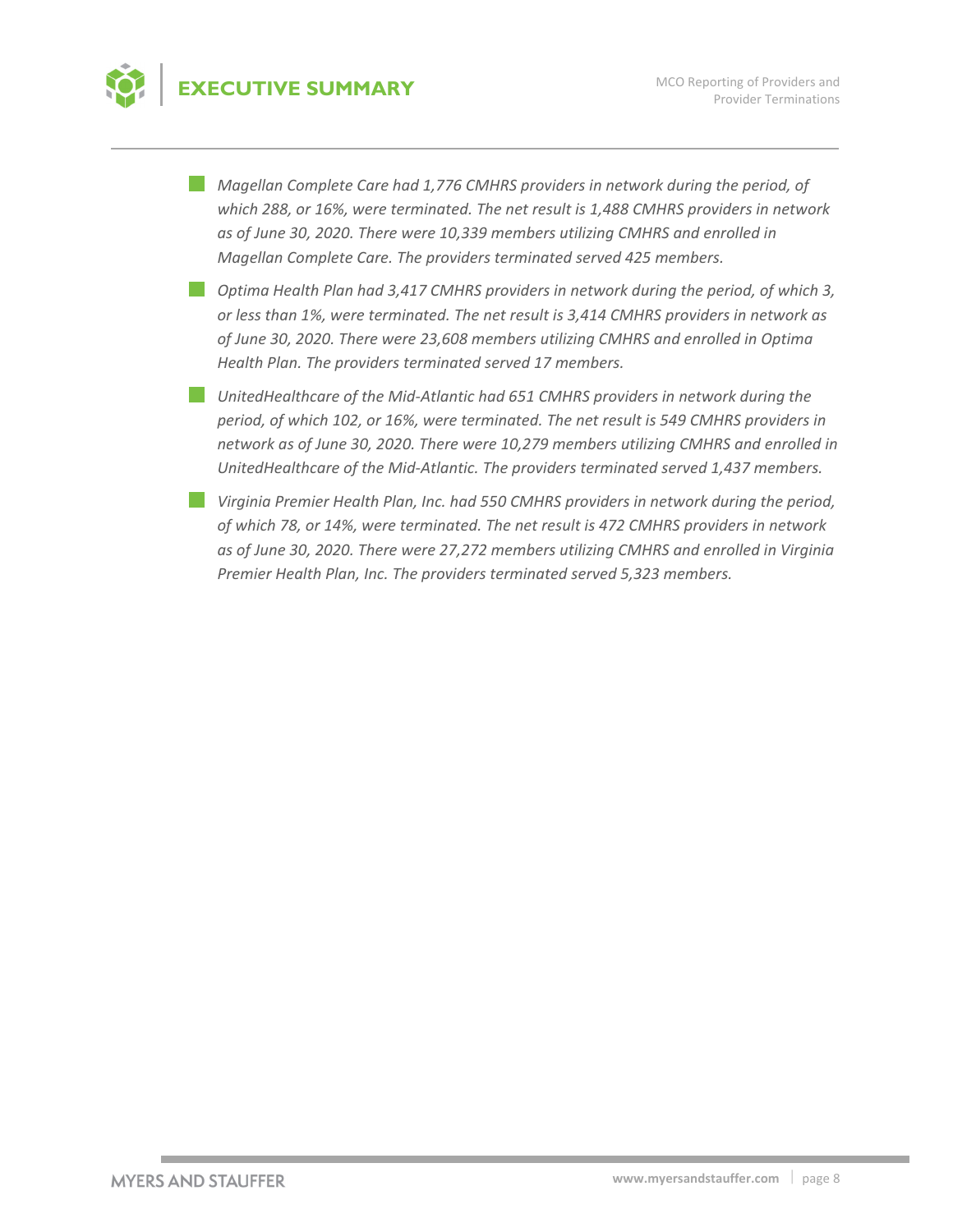- *Magellan Complete Care had 1,776 CMHRS providers in network during the period, of which 288, or 16%, were terminated. The net result is 1,488 CMHRS providers in network as of June 30, 2020. There were 10,339 members utilizing CMHRS and enrolled in Magellan Complete Care. The providers terminated served 425 members.*
- *Optima Health Plan had 3,417 CMHRS providers in network during the period, of which 3, or less than 1%, were terminated. The net result is 3,414 CMHRS providers in network as of June 30, 2020. There were 23,608 members utilizing CMHRS and enrolled in Optima Health Plan. The providers terminated served 17 members.*
- *UnitedHealthcare of the Mid-Atlantic had 651 CMHRS providers in network during the period, of which 102, or 16%, were terminated. The net result is 549 CMHRS providers in network as of June 30, 2020. There were 10,279 members utilizing CMHRS and enrolled in UnitedHealthcare of the Mid-Atlantic. The providers terminated served 1,437 members.*
- *Virginia Premier Health Plan, Inc. had 550 CMHRS providers in network during the period, of which 78, or 14%, were terminated. The net result is 472 CMHRS providers in network as of June 30, 2020. There were 27,272 members utilizing CMHRS and enrolled in Virginia Premier Health Plan, Inc. The providers terminated served 5,323 members.*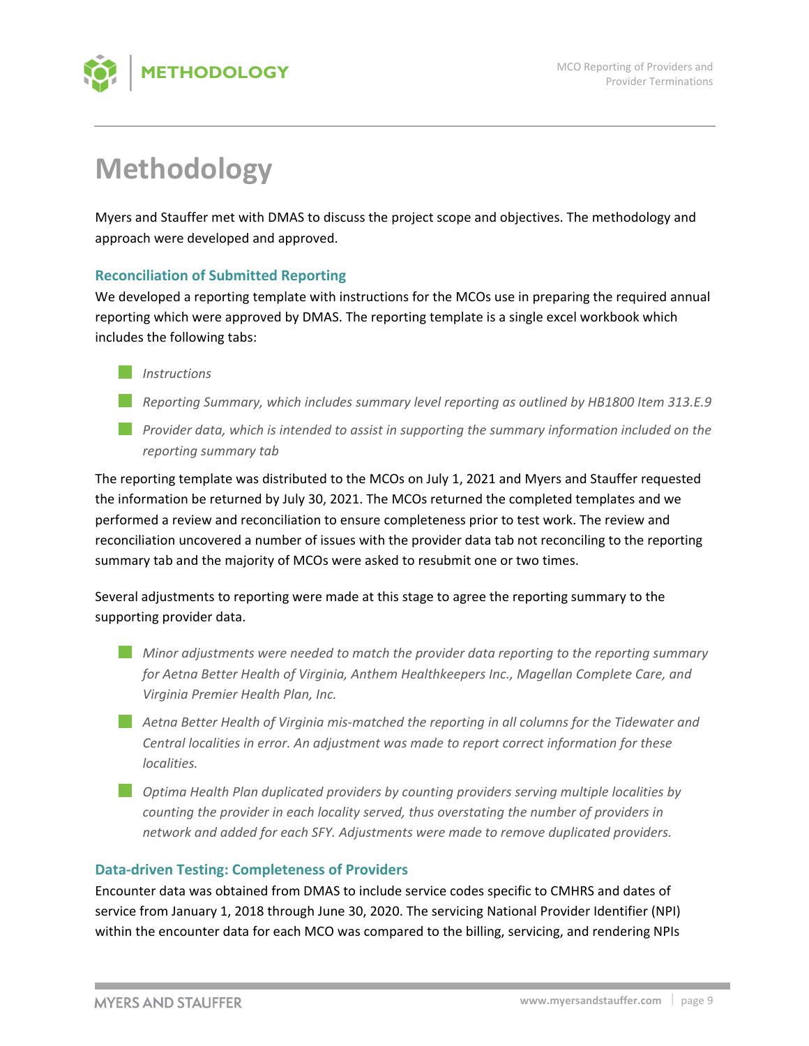# Methodology

Myers and Stauffer met with DMAS to discuss the project scope and objectives. The methodology and approach were developed and approved.

### Reconciliation of Submitted Reporting

We developed a reporting template with instructions for the MCOs use in preparing the required annual reporting which were approved by DMAS. The reporting template is a single excel workbook which includes the following tabs:

- *Instructions*
- *Reporting Summary, which includes summary level reporting as outlined by HB1800 Item 313.E.9*
- *Provider data, which is intended to assist in supporting the summary information included on the reporting summary tab*

The reporting template was distributed to the MCOs on July 1, 2021 and Myers and Stauffer requested the information be returned by July 30, 2021. The MCOs returned the completed templates and we performed a review and reconciliation to ensure completeness prior to test work. The review and reconciliation uncovered a number of issues with the provider data tab not reconciling to the reporting summary tab and the majority of MCOs were asked to resubmit one or two times.

Several adjustments to reporting were made at this stage to agree the reporting summary to the supporting provider data.

- *Minor adjustments were needed to match the provider data reporting to the reporting summary for Aetna Better Health of Virginia, Anthem Healthkeepers Inc., Magellan Complete Care, and Virginia Premier Health Plan, Inc.*
- *Aetna Better Health of Virginia mis-matched the reporting in all columns for the Tidewater and Central localities in error. An adjustment was made to report correct information for these localities.*
- *Optima Health Plan duplicated providers by counting providers serving multiple localities by counting the provider in each locality served, thus overstating the number of providers in network and added for each SFY. Adjustments were made to remove duplicated providers.*

### Data-driven Testing: Completeness of Providers

Encounter data was obtained from DMAS to include service codes specific to CMHRS and dates of service from January 1, 2018 through June 30, 2020. The servicing National Provider Identifier (NPI) within the encounter data for each MCO was compared to the billing, servicing, and rendering NPIs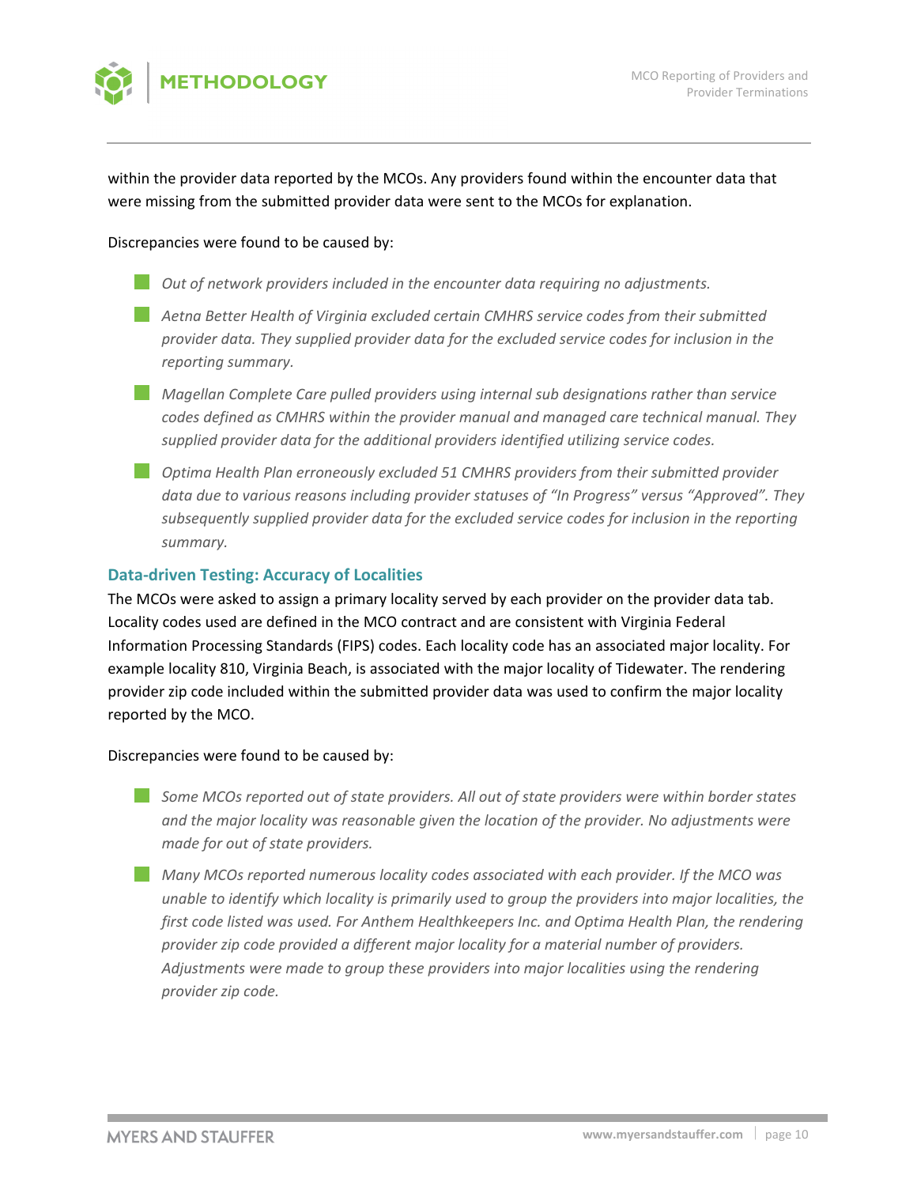within the provider data reported by the MCOs. Any providers found within the encounter data that were missing from the submitted provider data were sent to the MCOs for explanation.

Discrepancies were found to be caused by:

- *Out of network providers included in the encounter data requiring no adjustments.*
- *Aetna Better Health of Virginia excluded certain CMHRS service codes from their submitted provider data. They supplied provider data for the excluded service codes for inclusion in the reporting summary.*
- *Magellan Complete Care pulled providers using internal sub designations rather than service codes defined as CMHRS within the provider manual and managed care technical manual. They supplied provider data for the additional providers identified utilizing service codes.*
- *Optima Health Plan erroneously excluded 51 CMHRS providers from their submitted provider data due to various reasons including provider statuses of "In Progress" versus "Approved". They subsequently supplied provider data for the excluded service codes for inclusion in the reporting summary.*

### Data-driven Testing: Accuracy of Localities

The MCOs were asked to assign a primary locality served by each provider on the provider data tab. Locality codes used are defined in the MCO contract and are consistent with Virginia Federal Information Processing Standards (FIPS) codes. Each locality code has an associated major locality. For example locality 810, Virginia Beach, is associated with the major locality of Tidewater. The rendering provider zip code included within the submitted provider data was used to confirm the major locality reported by the MCO.

Discrepancies were found to be caused by:

- *Some MCOs reported out of state providers. All out of state providers were within border states and the major locality was reasonable given the location of the provider. No adjustments were made for out of state providers.*
- *Many MCOs reported numerous locality codes associated with each provider. If the MCO was unable to identify which locality is primarily used to group the providers into major localities, the first code listed was used. For Anthem Healthkeepers Inc. and Optima Health Plan, the rendering provider zip code provided a different major locality for a material number of providers. Adjustments were made to group these providers into major localities using the rendering provider zip code.*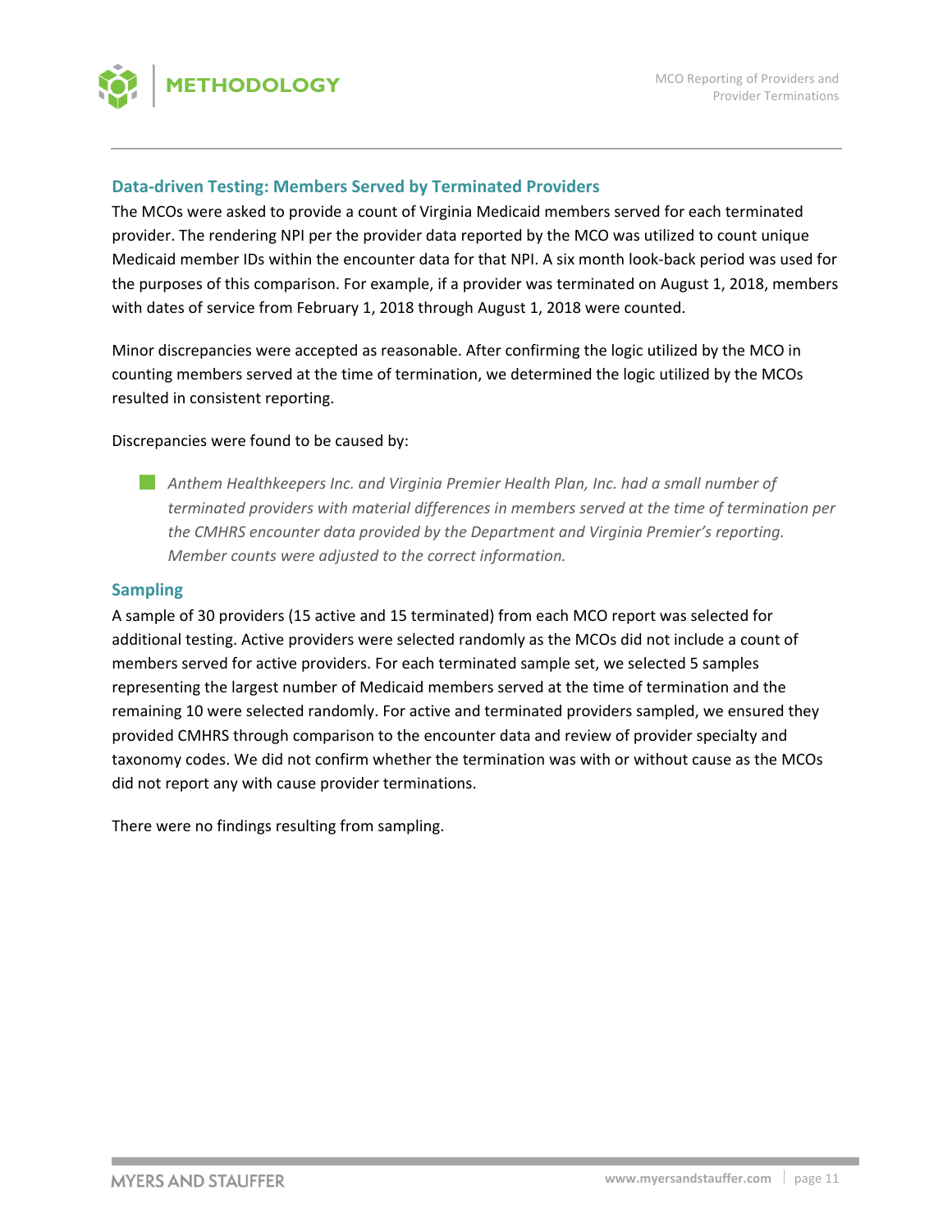## Data-driven Testing: Members Served by Terminated Providers

The MCOs were asked to provide a count of Virginia Medicaid members served for each terminated provider. The rendering NPI per the provider data reported by the MCO was utilized to count unique Medicaid member IDs within the encounter data for that NPI. A six month look-back period was used for the purposes of this comparison. For example, if a provider was terminated on August 1, 2018, members with dates of service from February 1, 2018 through August 1, 2018 were counted.

Minor discrepancies were accepted as reasonable. After confirming the logic utilized by the MCO in counting members served at the time of termination, we determined the logic utilized by the MCOs resulted in consistent reporting.

Discrepancies were found to be caused by:

- *Anthem Healthkeepers Inc. and Virginia Premier Health Plan, Inc. had a small number of terminated providers with material differences in members served at the time of termination per the CMHRS encounter data provided by the Department and Virginia Premier's reporting. Member counts were adjusted to the correct information.*

## Sampling

A sample of 30 providers (15 active and 15 terminated) from each MCO report was selected for additional testing. Active providers were selected randomly as the MCOs did not include a count of members served for active providers. For each terminated sample set, we selected 5 samples representing the largest number of Medicaid members served at the time of termination and the remaining 10 were selected randomly. For active and terminated providers sampled, we ensured they provided CMHRS through comparison to the encounter data and review of provider specialty and taxonomy codes. We did not confirm whether the termination was with or without cause as the MCOs did not report any with cause provider terminations.

There were no findings resulting from sampling.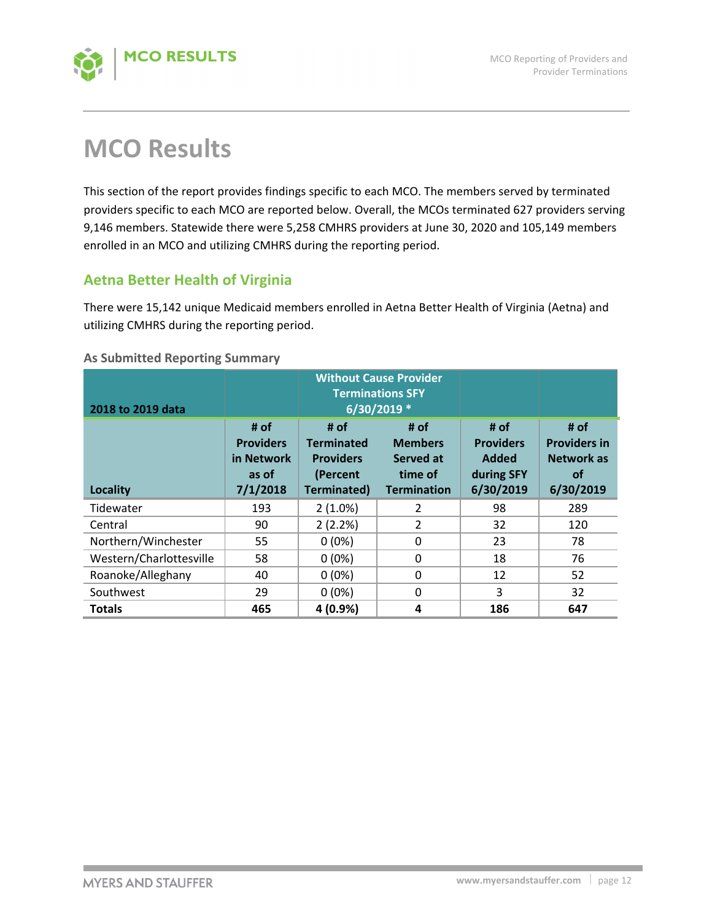# MCO Results

This section of the report provides findings specific to each MCO. The members served by terminated providers specific to each MCO are reported below. Overall, the MCOs terminated 627 providers serving 9,146 members. Statewide there were 5,258 CMHRS providers at June 30, 2020 and 105,149 members enrolled in an MCO and utilizing CMHRS during the reporting period.

## Aetna Better Health of Virginia

There were 15,142 unique Medicaid members enrolled in Aetna Better Health of Virginia (Aetna) and utilizing CMHRS during the reporting period.

### As Submitted Reporting Summary

| 2018 to 2019 data | | Without Cause Provider Terminations SFY 6/30/2019 * | | | |
|---|---|---|---|---|---|
| Locality | # of Providers in Network as of 7/1/2018 | # of Terminated Providers (Percent Terminated) | # of Members Served at time of Termination | # of Providers Added during SFY 6/30/2019 | # of Providers in Network as of 6/30/2019 |
| Tidewater | 193 | 2 (1.0%) | 2 | 98 | 289 |
| Central | 90 | 2 (2.2%) | 2 | 32 | 120 |
| Northern/Winchester | 55 | 0 (0%) | 0 | 23 | 78 |
| Western/Charlottesville | 58 | 0 (0%) | 0 | 18 | 76 |
| Roanoke/Alleghany | 40 | 0 (0%) | 0 | 12 | 52 |
| Southwest | 29 | 0 (0%) | 0 | 3 | 32 |
| **Totals** | **465** | **4 (0.9%)** | **4** | **186** | **647** |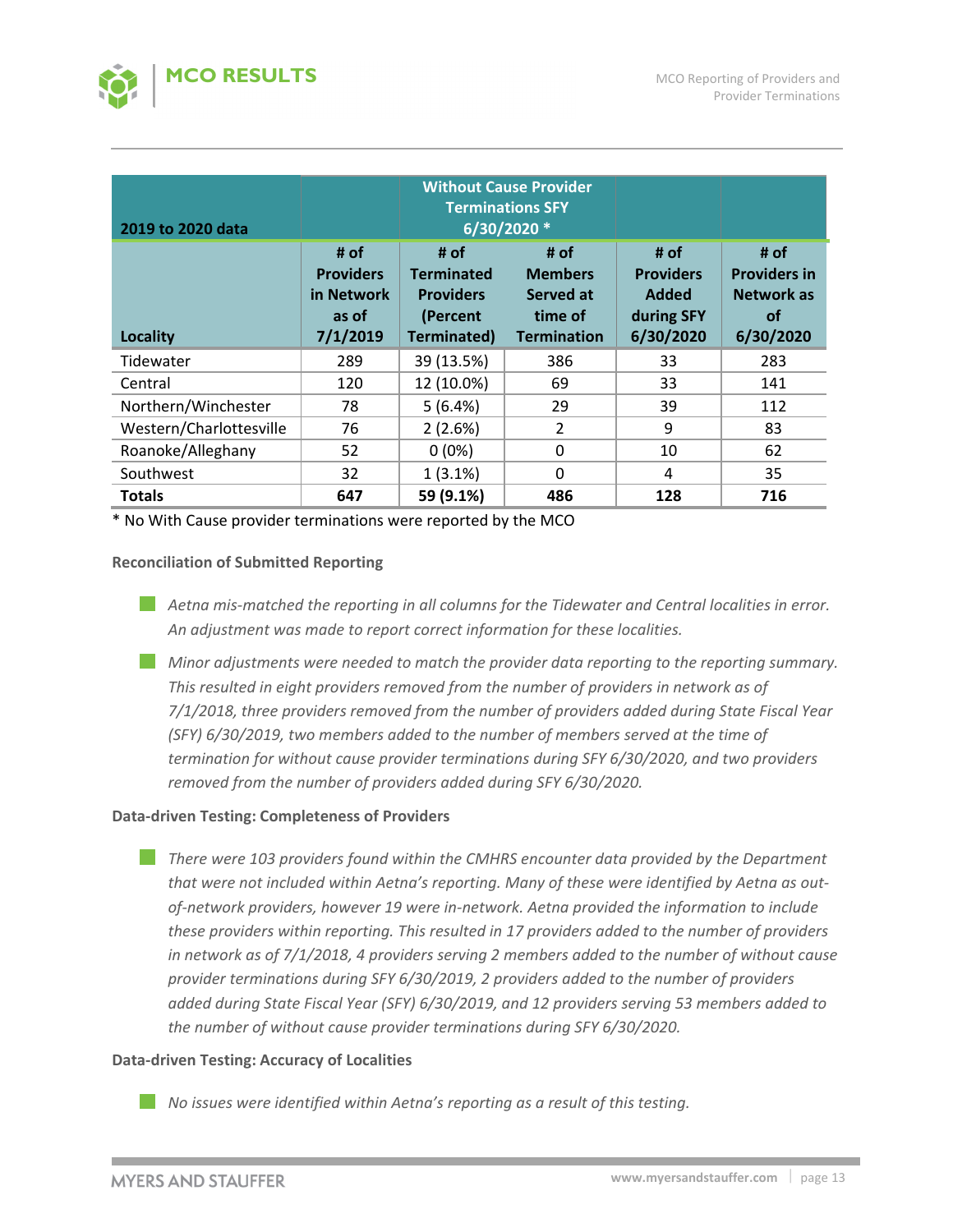## MCO RESULTS

| 2019 to 2020 data | | Without Cause Provider Terminations SFY 6/30/2020 * | | | |
|---|---|---|---|---|---|
| Locality | # of Providers in Network as of 7/1/2019 | # of Terminated Providers (Percent Terminated) | # of Members Served at time of Termination | # of Providers Added during SFY 6/30/2020 | # of Providers in Network as of 6/30/2020 |
| Tidewater | 289 | 39 (13.5%) | 386 | 33 | 283 |
| Central | 120 | 12 (10.0%) | 69 | 33 | 141 |
| Northern/Winchester | 78 | 5 (6.4%) | 29 | 39 | 112 |
| Western/Charlottesville | 76 | 2 (2.6%) | 2 | 9 | 83 |
| Roanoke/Alleghany | 52 | 0 (0%) | 0 | 10 | 62 |
| Southwest | 32 | 1 (3.1%) | 0 | 4 | 35 |
| **Totals** | **647** | **59 (9.1%)** | **486** | **128** | **716** |

* No With Cause provider terminations were reported by the MCO

**Reconciliation of Submitted Reporting**

- *Aetna mis-matched the reporting in all columns for the Tidewater and Central localities in error. An adjustment was made to report correct information for these localities.*
- *Minor adjustments were needed to match the provider data reporting to the reporting summary. This resulted in eight providers removed from the number of providers in network as of 7/1/2018, three providers removed from the number of providers added during State Fiscal Year (SFY) 6/30/2019, two members added to the number of members served at the time of termination for without cause provider terminations during SFY 6/30/2020, and two providers removed from the number of providers added during SFY 6/30/2020.*

**Data-driven Testing: Completeness of Providers**

- *There were 103 providers found within the CMHRS encounter data provided by the Department that were not included within Aetna's reporting. Many of these were identified by Aetna as out-of-network providers, however 19 were in-network. Aetna provided the information to include these providers within reporting. This resulted in 17 providers added to the number of providers in network as of 7/1/2018, 4 providers serving 2 members added to the number of without cause provider terminations during SFY 6/30/2019, 2 providers added to the number of providers added during State Fiscal Year (SFY) 6/30/2019, and 12 providers serving 53 members added to the number of without cause provider terminations during SFY 6/30/2020.*

**Data-driven Testing: Accuracy of Localities**

- *No issues were identified within Aetna's reporting as a result of this testing.*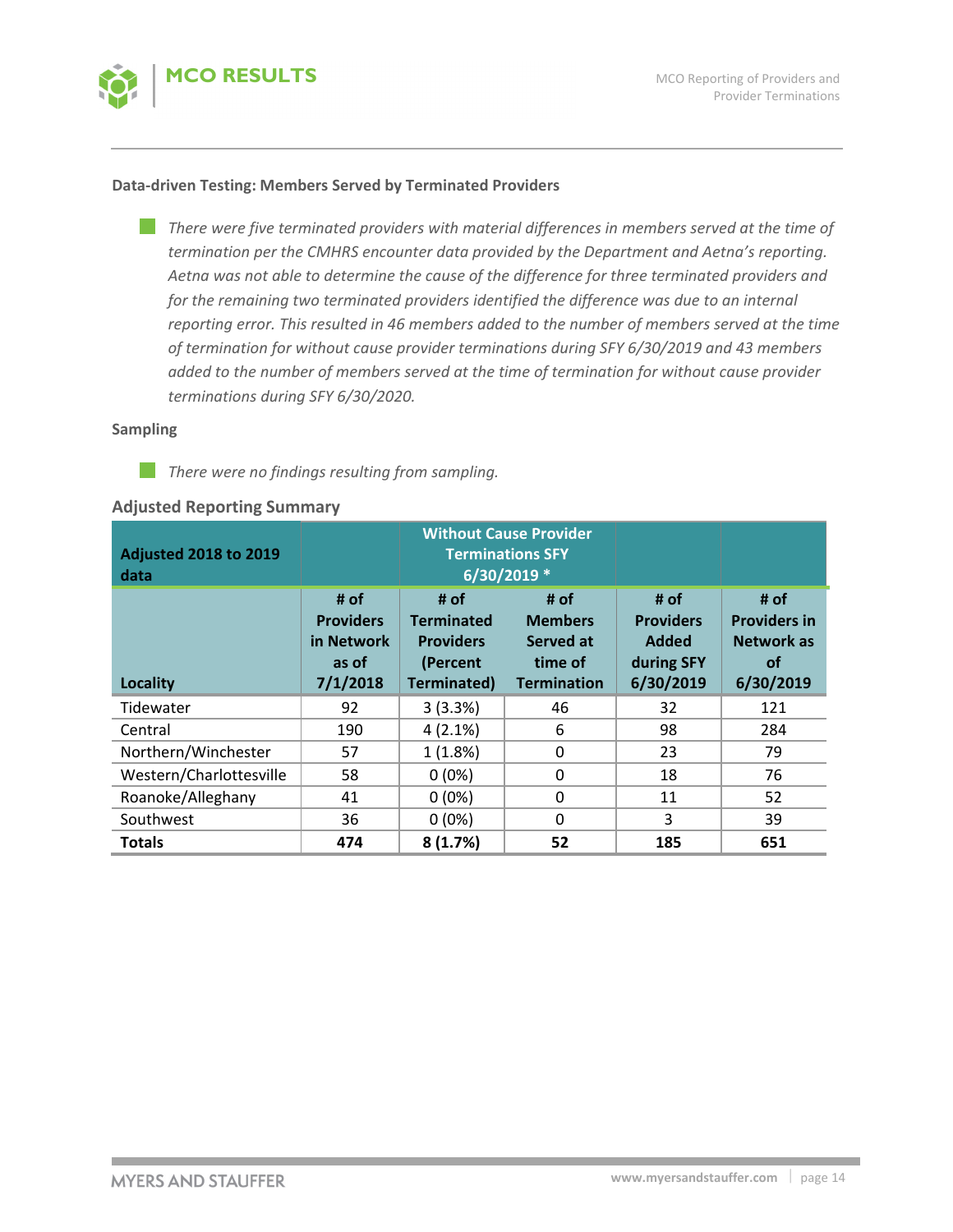### Data-driven Testing: Members Served by Terminated Providers

- *There were five terminated providers with material differences in members served at the time of termination per the CMHRS encounter data provided by the Department and Aetna's reporting. Aetna was not able to determine the cause of the difference for three terminated providers and for the remaining two terminated providers identified the difference was due to an internal reporting error. This resulted in 46 members added to the number of members served at the time of termination for without cause provider terminations during SFY 6/30/2019 and 43 members added to the number of members served at the time of termination for without cause provider terminations during SFY 6/30/2020.*

### Sampling

- *There were no findings resulting from sampling.*

### Adjusted Reporting Summary

| Adjusted 2018 to 2019 data | | Without Cause Provider Terminations SFY 6/30/2019 * | | | |
|---|---|---|---|---|---|
| **Locality** | **# of Providers in Network as of 7/1/2018** | **# of Terminated Providers (Percent Terminated)** | **# of Members Served at time of Termination** | **# of Providers Added during SFY 6/30/2019** | **# of Providers in Network as of 6/30/2019** |
| Tidewater | 92 | 3 (3.3%) | 46 | 32 | 121 |
| Central | 190 | 4 (2.1%) | 6 | 98 | 284 |
| Northern/Winchester | 57 | 1 (1.8%) | 0 | 23 | 79 |
| Western/Charlottesville | 58 | 0 (0%) | 0 | 18 | 76 |
| Roanoke/Alleghany | 41 | 0 (0%) | 0 | 11 | 52 |
| Southwest | 36 | 0 (0%) | 0 | 3 | 39 |
| **Totals** | **474** | **8 (1.7%)** | **52** | **185** | **651** |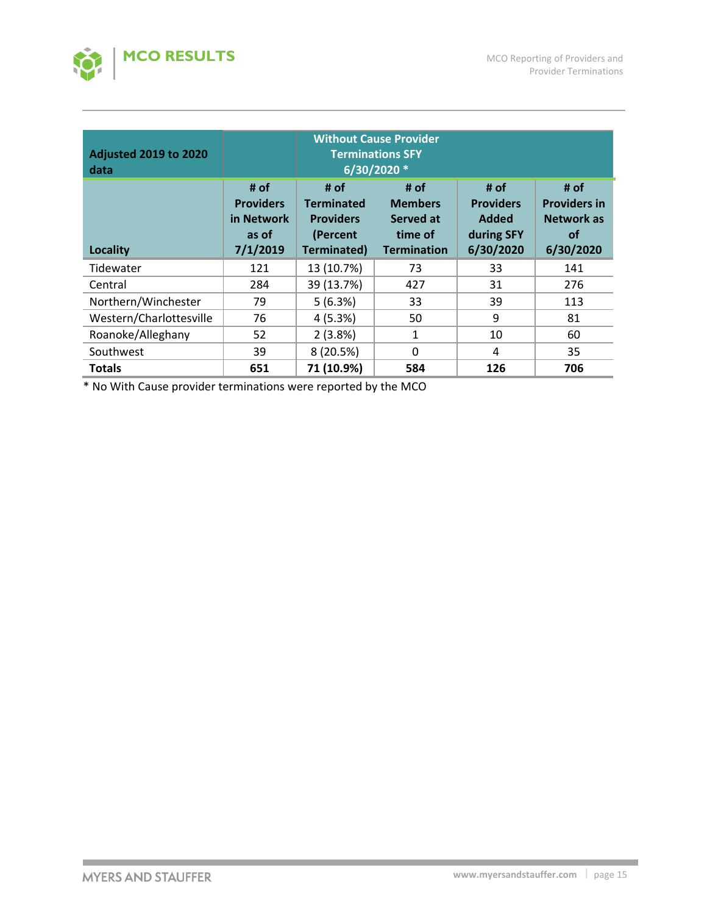| Adjusted 2019 to 2020 data | | Without Cause Provider Terminations SFY 6/30/2020 * | | | |
|---|---|---|---|---|---|
| Locality | # of Providers in Network as of 7/1/2019 | # of Terminated Providers (Percent Terminated) | # of Members Served at time of Termination | # of Providers Added during SFY 6/30/2020 | # of Providers in Network as of 6/30/2020 |
| Tidewater | 121 | 13 (10.7%) | 73 | 33 | 141 |
| Central | 284 | 39 (13.7%) | 427 | 31 | 276 |
| Northern/Winchester | 79 | 5 (6.3%) | 33 | 39 | 113 |
| Western/Charlottesville | 76 | 4 (5.3%) | 50 | 9 | 81 |
| Roanoke/Alleghany | 52 | 2 (3.8%) | 1 | 10 | 60 |
| Southwest | 39 | 8 (20.5%) | 0 | 4 | 35 |
| **Totals** | **651** | **71 (10.9%)** | **584** | **126** | **706** |

* No With Cause provider terminations were reported by the MCO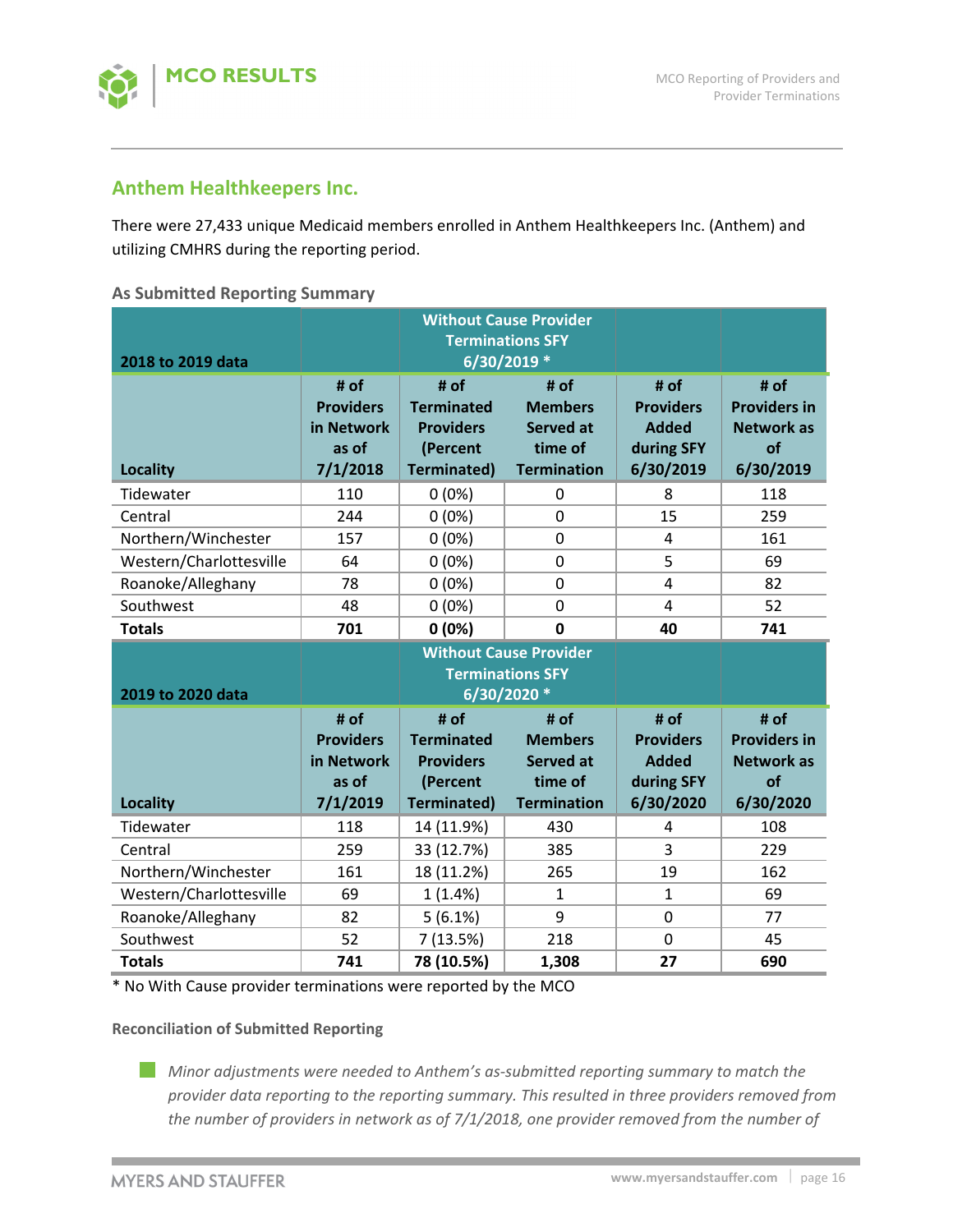## Anthem Healthkeepers Inc.

There were 27,433 unique Medicaid members enrolled in Anthem Healthkeepers Inc. (Anthem) and utilizing CMHRS during the reporting period.

**As Submitted Reporting Summary**

| 2018 to 2019 data | | Without Cause Provider Terminations SFY 6/30/2019 * | | | |
|---|---|---|---|---|---|
| **Locality** | **# of Providers in Network as of 7/1/2018** | **# of Terminated Providers (Percent Terminated)** | **# of Members Served at time of Termination** | **# of Providers Added during SFY 6/30/2019** | **# of Providers in Network as of 6/30/2019** |
| Tidewater | 110 | 0 (0%) | 0 | 8 | 118 |
| Central | 244 | 0 (0%) | 0 | 15 | 259 |
| Northern/Winchester | 157 | 0 (0%) | 0 | 4 | 161 |
| Western/Charlottesville | 64 | 0 (0%) | 0 | 5 | 69 |
| Roanoke/Alleghany | 78 | 0 (0%) | 0 | 4 | 82 |
| Southwest | 48 | 0 (0%) | 0 | 4 | 52 |
| **Totals** | **701** | **0 (0%)** | **0** | **40** | **741** |

| 2019 to 2020 data | | Without Cause Provider Terminations SFY 6/30/2020 * | | | |
|---|---|---|---|---|---|
| **Locality** | **# of Providers in Network as of 7/1/2019** | **# of Terminated Providers (Percent Terminated)** | **# of Members Served at time of Termination** | **# of Providers Added during SFY 6/30/2020** | **# of Providers in Network as of 6/30/2020** |
| Tidewater | 118 | 14 (11.9%) | 430 | 4 | 108 |
| Central | 259 | 33 (12.7%) | 385 | 3 | 229 |
| Northern/Winchester | 161 | 18 (11.2%) | 265 | 19 | 162 |
| Western/Charlottesville | 69 | 1 (1.4%) | 1 | 1 | 69 |
| Roanoke/Alleghany | 82 | 5 (6.1%) | 9 | 0 | 77 |
| Southwest | 52 | 7 (13.5%) | 218 | 0 | 45 |
| **Totals** | **741** | **78 (10.5%)** | **1,308** | **27** | **690** |

* No With Cause provider terminations were reported by the MCO

**Reconciliation of Submitted Reporting**

- *Minor adjustments were needed to Anthem's as-submitted reporting summary to match the provider data reporting to the reporting summary. This resulted in three providers removed from the number of providers in network as of 7/1/2018, one provider removed from the number of*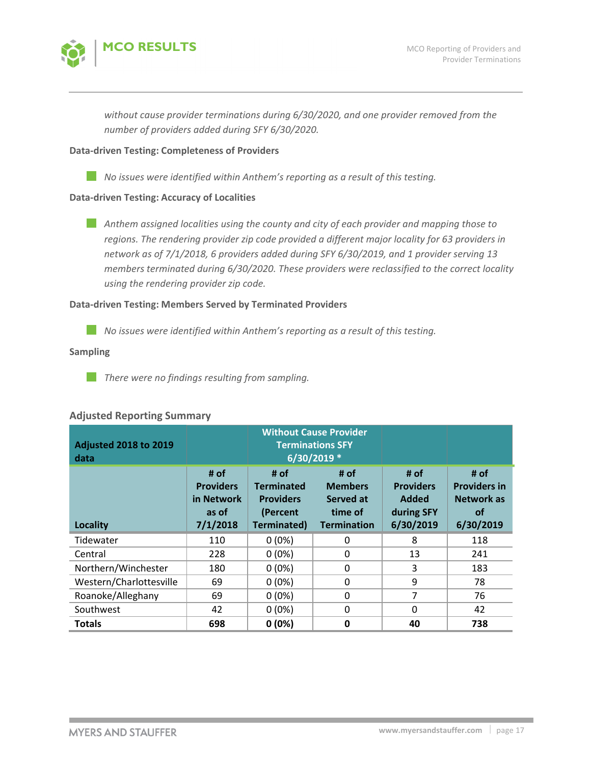*without cause provider terminations during 6/30/2020, and one provider removed from the number of providers added during SFY 6/30/2020.*

**Data-driven Testing: Completeness of Providers**

- *No issues were identified within Anthem's reporting as a result of this testing.*

**Data-driven Testing: Accuracy of Localities**

- *Anthem assigned localities using the county and city of each provider and mapping those to regions. The rendering provider zip code provided a different major locality for 63 providers in network as of 7/1/2018, 6 providers added during SFY 6/30/2019, and 1 provider serving 13 members terminated during 6/30/2020. These providers were reclassified to the correct locality using the rendering provider zip code.*

**Data-driven Testing: Members Served by Terminated Providers**

- *No issues were identified within Anthem's reporting as a result of this testing.*

**Sampling**

- *There were no findings resulting from sampling.*

### Adjusted Reporting Summary

| Adjusted 2018 to 2019 data | | Without Cause Provider Terminations SFY 6/30/2019 * | | | |
|---|---|---|---|---|---|
| **Locality** | **# of Providers in Network as of 7/1/2018** | **# of Terminated Providers (Percent Terminated)** | **# of Members Served at time of Termination** | **# of Providers Added during SFY 6/30/2019** | **# of Providers in Network as of 6/30/2019** |
| Tidewater | 110 | 0 (0%) | 0 | 8 | 118 |
| Central | 228 | 0 (0%) | 0 | 13 | 241 |
| Northern/Winchester | 180 | 0 (0%) | 0 | 3 | 183 |
| Western/Charlottesville | 69 | 0 (0%) | 0 | 9 | 78 |
| Roanoke/Alleghany | 69 | 0 (0%) | 0 | 7 | 76 |
| Southwest | 42 | 0 (0%) | 0 | 0 | 42 |
| **Totals** | **698** | **0 (0%)** | **0** | **40** | **738** |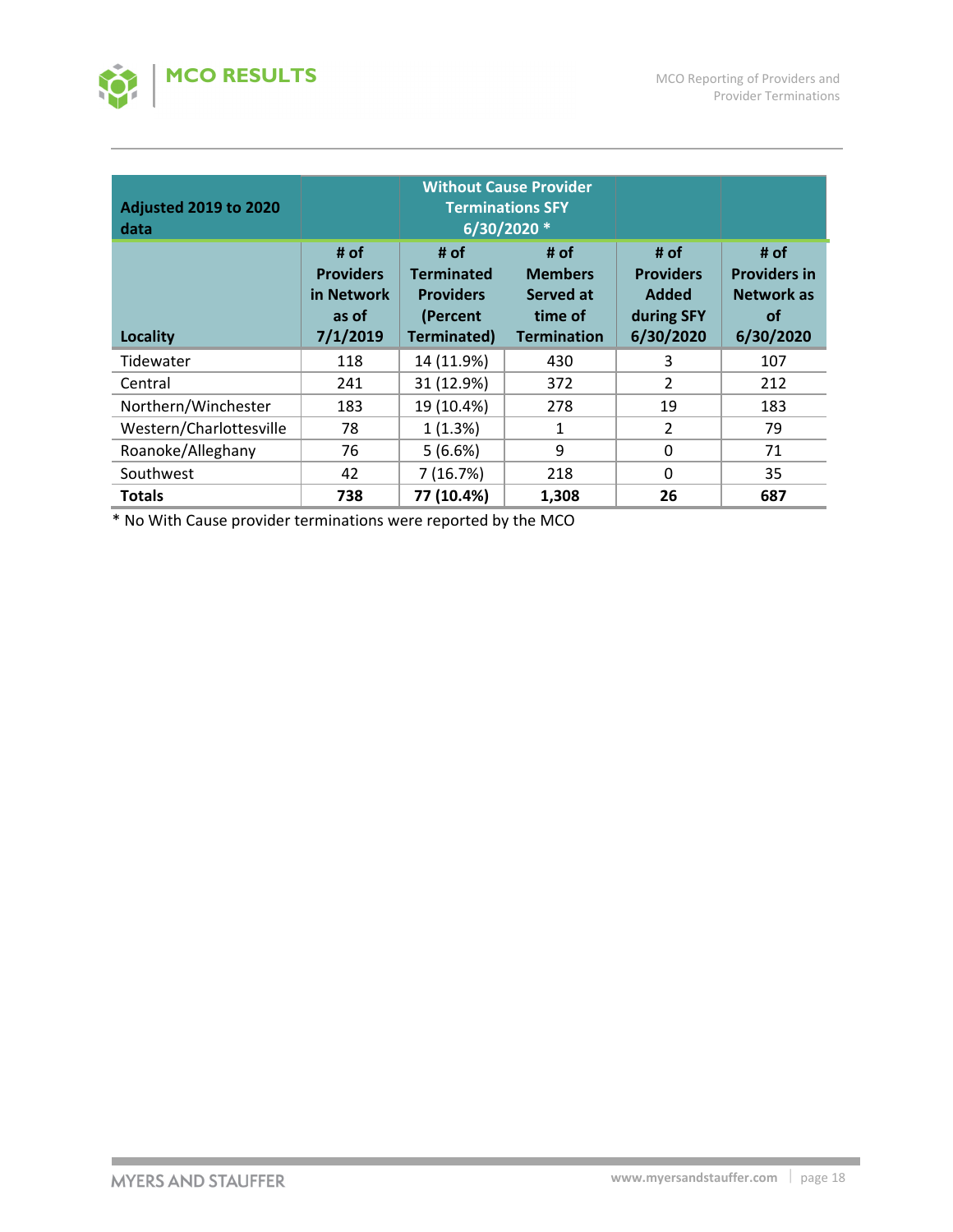| Adjusted 2019 to 2020 data | | Without Cause Provider Terminations SFY 6/30/2020 * | | | |
|---|---|---|---|---|---|
| Locality | # of Providers in Network as of 7/1/2019 | # of Terminated Providers (Percent Terminated) | # of Members Served at time of Termination | # of Providers Added during SFY 6/30/2020 | # of Providers in Network as of 6/30/2020 |
| Tidewater | 118 | 14 (11.9%) | 430 | 3 | 107 |
| Central | 241 | 31 (12.9%) | 372 | 2 | 212 |
| Northern/Winchester | 183 | 19 (10.4%) | 278 | 19 | 183 |
| Western/Charlottesville | 78 | 1 (1.3%) | 1 | 2 | 79 |
| Roanoke/Alleghany | 76 | 5 (6.6%) | 9 | 0 | 71 |
| Southwest | 42 | 7 (16.7%) | 218 | 0 | 35 |
| **Totals** | **738** | **77 (10.4%)** | **1,308** | **26** | **687** |

* No With Cause provider terminations were reported by the MCO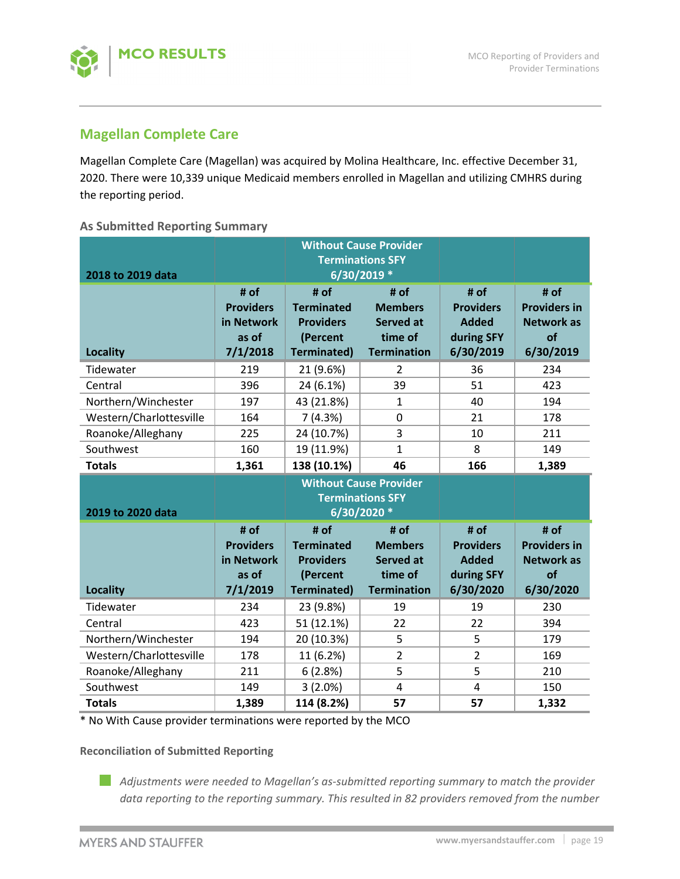## Magellan Complete Care

Magellan Complete Care (Magellan) was acquired by Molina Healthcare, Inc. effective December 31, 2020. There were 10,339 unique Medicaid members enrolled in Magellan and utilizing CMHRS during the reporting period.

### As Submitted Reporting Summary

| 2018 to 2019 data | | Without Cause Provider Terminations SFY 6/30/2019 * | | | |
|---|---|---|---|---|---|
| Locality | # of Providers in Network as of 7/1/2018 | # of Terminated Providers (Percent Terminated) | # of Members Served at time of Termination | # of Providers Added during SFY 6/30/2019 | # of Providers in Network as of 6/30/2019 |
| Tidewater | 219 | 21 (9.6%) | 2 | 36 | 234 |
| Central | 396 | 24 (6.1%) | 39 | 51 | 423 |
| Northern/Winchester | 197 | 43 (21.8%) | 1 | 40 | 194 |
| Western/Charlottesville | 164 | 7 (4.3%) | 0 | 21 | 178 |
| Roanoke/Alleghany | 225 | 24 (10.7%) | 3 | 10 | 211 |
| Southwest | 160 | 19 (11.9%) | 1 | 8 | 149 |
| **Totals** | **1,361** | **138 (10.1%)** | **46** | **166** | **1,389** |
| **2019 to 2020 data** | | **Without Cause Provider Terminations SFY 6/30/2020 *** | | | |
| **Locality** | **# of Providers in Network as of 7/1/2019** | **# of Terminated Providers (Percent Terminated)** | **# of Members Served at time of Termination** | **# of Providers Added during SFY 6/30/2020** | **# of Providers in Network as of 6/30/2020** |
| Tidewater | 234 | 23 (9.8%) | 19 | 19 | 230 |
| Central | 423 | 51 (12.1%) | 22 | 22 | 394 |
| Northern/Winchester | 194 | 20 (10.3%) | 5 | 5 | 179 |
| Western/Charlottesville | 178 | 11 (6.2%) | 2 | 2 | 169 |
| Roanoke/Alleghany | 211 | 6 (2.8%) | 5 | 5 | 210 |
| Southwest | 149 | 3 (2.0%) | 4 | 4 | 150 |
| **Totals** | **1,389** | **114 (8.2%)** | **57** | **57** | **1,332** |

* No With Cause provider terminations were reported by the MCO

#### Reconciliation of Submitted Reporting

- *Adjustments were needed to Magellan's as-submitted reporting summary to match the provider data reporting to the reporting summary. This resulted in 82 providers removed from the number*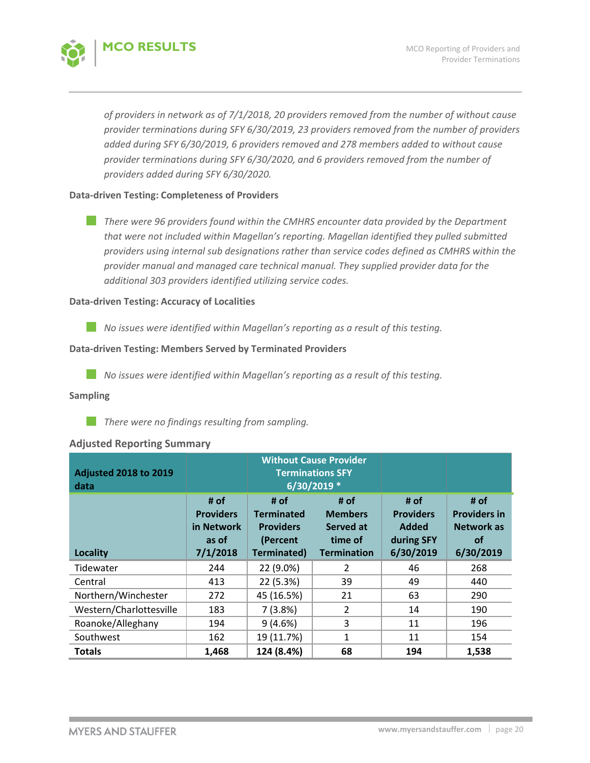*of providers in network as of 7/1/2018, 20 providers removed from the number of without cause provider terminations during SFY 6/30/2019, 23 providers removed from the number of providers added during SFY 6/30/2019, 6 providers removed and 278 members added to without cause provider terminations during SFY 6/30/2020, and 6 providers removed from the number of providers added during SFY 6/30/2020.*

**Data-driven Testing: Completeness of Providers**

- *There were 96 providers found within the CMHRS encounter data provided by the Department that were not included within Magellan's reporting. Magellan identified they pulled submitted providers using internal sub designations rather than service codes defined as CMHRS within the provider manual and managed care technical manual. They supplied provider data for the additional 303 providers identified utilizing service codes.*

**Data-driven Testing: Accuracy of Localities**

- *No issues were identified within Magellan's reporting as a result of this testing.*

**Data-driven Testing: Members Served by Terminated Providers**

- *No issues were identified within Magellan's reporting as a result of this testing.*

**Sampling**

- *There were no findings resulting from sampling.*

### Adjusted Reporting Summary

| Adjusted 2018 to 2019 data | | Without Cause Provider Terminations SFY 6/30/2019 * | | | |
|---|---|---|---|---|---|
| **Locality** | **# of Providers in Network as of 7/1/2018** | **# of Terminated Providers (Percent Terminated)** | **# of Members Served at time of Termination** | **# of Providers Added during SFY 6/30/2019** | **# of Providers in Network as of 6/30/2019** |
| Tidewater | 244 | 22 (9.0%) | 2 | 46 | 268 |
| Central | 413 | 22 (5.3%) | 39 | 49 | 440 |
| Northern/Winchester | 272 | 45 (16.5%) | 21 | 63 | 290 |
| Western/Charlottesville | 183 | 7 (3.8%) | 2 | 14 | 190 |
| Roanoke/Alleghany | 194 | 9 (4.6%) | 3 | 11 | 196 |
| Southwest | 162 | 19 (11.7%) | 1 | 11 | 154 |
| **Totals** | **1,468** | **124 (8.4%)** | **68** | **194** | **1,538** |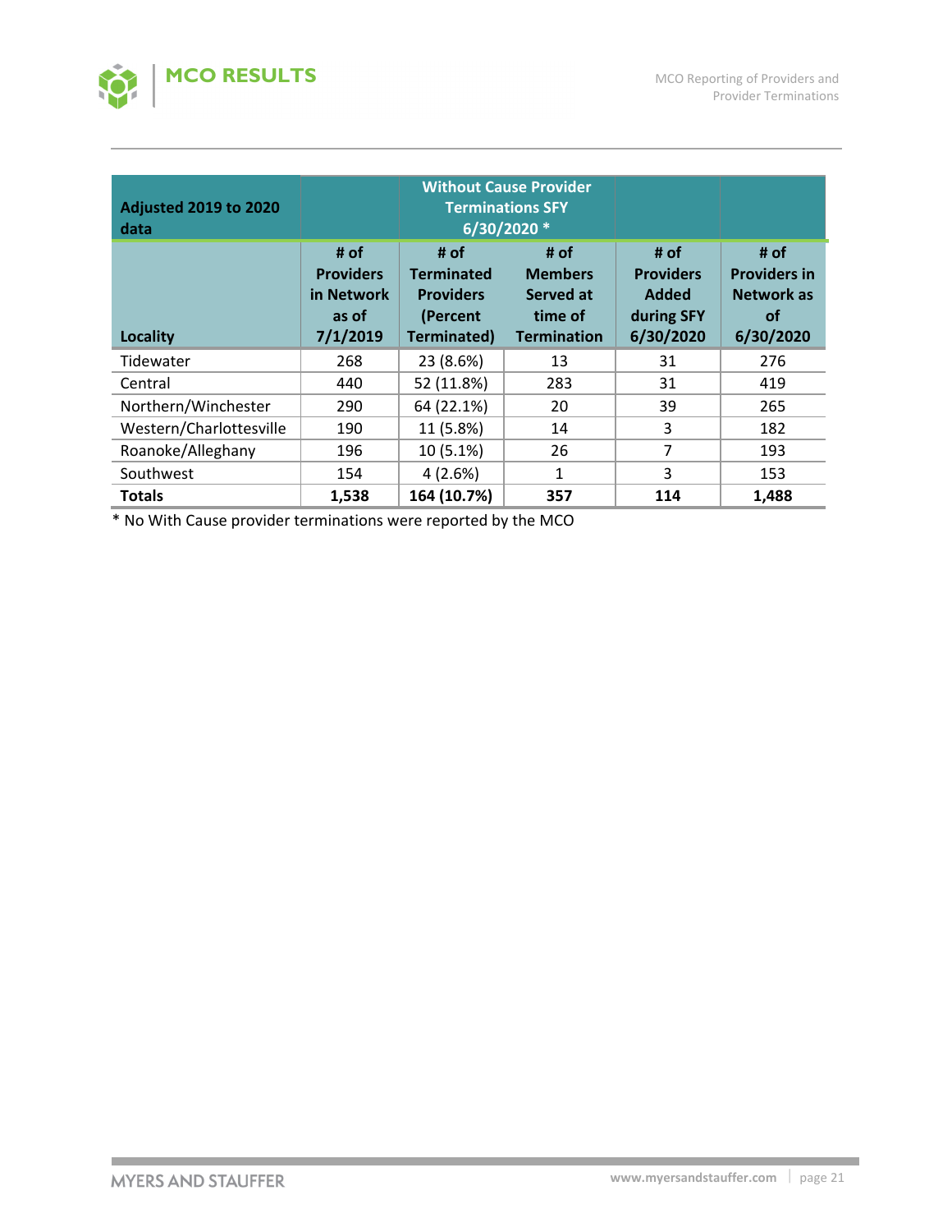| Adjusted 2019 to 2020 data | | Without Cause Provider Terminations SFY 6/30/2020 * | | | |
|---|---|---|---|---|---|
| **Locality** | **# of Providers in Network as of 7/1/2019** | **# of Terminated Providers (Percent Terminated)** | **# of Members Served at time of Termination** | **# of Providers Added during SFY 6/30/2020** | **# of Providers in Network as of 6/30/2020** |
| Tidewater | 268 | 23 (8.6%) | 13 | 31 | 276 |
| Central | 440 | 52 (11.8%) | 283 | 31 | 419 |
| Northern/Winchester | 290 | 64 (22.1%) | 20 | 39 | 265 |
| Western/Charlottesville | 190 | 11 (5.8%) | 14 | 3 | 182 |
| Roanoke/Alleghany | 196 | 10 (5.1%) | 26 | 7 | 193 |
| Southwest | 154 | 4 (2.6%) | 1 | 3 | 153 |
| **Totals** | **1,538** | **164 (10.7%)** | **357** | **114** | **1,488** |

* No With Cause provider terminations were reported by the MCO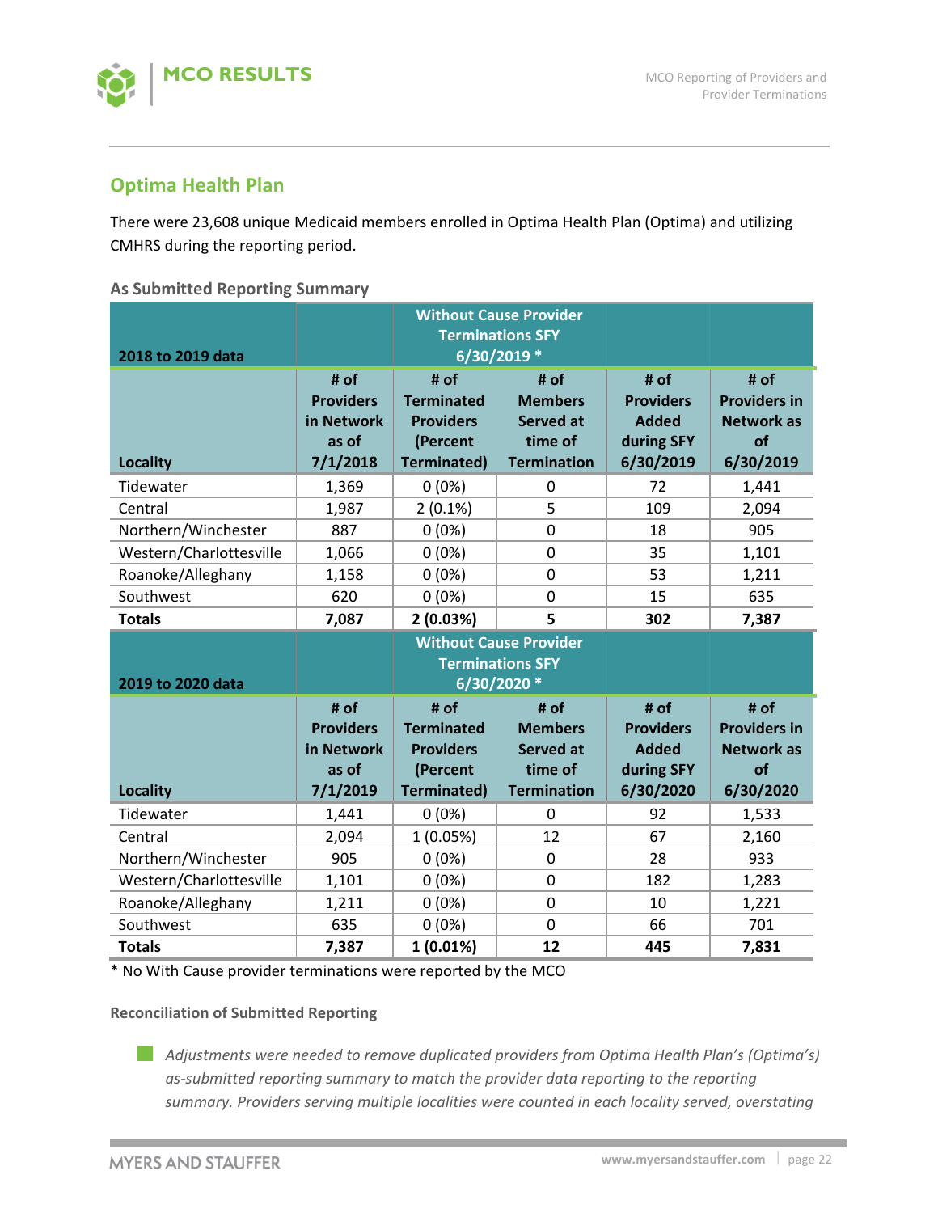## Optima Health Plan

There were 23,608 unique Medicaid members enrolled in Optima Health Plan (Optima) and utilizing CMHRS during the reporting period.

### As Submitted Reporting Summary

| 2018 to 2019 data | | Without Cause Provider Terminations SFY 6/30/2019 * | | | |
|---|---|---|---|---|---|
| Locality | # of Providers in Network as of 7/1/2018 | # of Terminated Providers (Percent Terminated) | # of Members Served at time of Termination | # of Providers Added during SFY 6/30/2019 | # of Providers in Network as of 6/30/2019 |
| Tidewater | 1,369 | 0 (0%) | 0 | 72 | 1,441 |
| Central | 1,987 | 2 (0.1%) | 5 | 109 | 2,094 |
| Northern/Winchester | 887 | 0 (0%) | 0 | 18 | 905 |
| Western/Charlottesville | 1,066 | 0 (0%) | 0 | 35 | 1,101 |
| Roanoke/Alleghany | 1,158 | 0 (0%) | 0 | 53 | 1,211 |
| Southwest | 620 | 0 (0%) | 0 | 15 | 635 |
| **Totals** | **7,087** | **2 (0.03%)** | **5** | **302** | **7,387** |
| **2019 to 2020 data** | | **Without Cause Provider Terminations SFY 6/30/2020 *** | | | |
| **Locality** | **# of Providers in Network as of 7/1/2019** | **# of Terminated Providers (Percent Terminated)** | **# of Members Served at time of Termination** | **# of Providers Added during SFY 6/30/2020** | **# of Providers in Network as of 6/30/2020** |
| Tidewater | 1,441 | 0 (0%) | 0 | 92 | 1,533 |
| Central | 2,094 | 1 (0.05%) | 12 | 67 | 2,160 |
| Northern/Winchester | 905 | 0 (0%) | 0 | 28 | 933 |
| Western/Charlottesville | 1,101 | 0 (0%) | 0 | 182 | 1,283 |
| Roanoke/Alleghany | 1,211 | 0 (0%) | 0 | 10 | 1,221 |
| Southwest | 635 | 0 (0%) | 0 | 66 | 701 |
| **Totals** | **7,387** | **1 (0.01%)** | **12** | **445** | **7,831** |

\* No With Cause provider terminations were reported by the MCO

#### Reconciliation of Submitted Reporting

- *Adjustments were needed to remove duplicated providers from Optima Health Plan's (Optima's) as-submitted reporting summary to match the provider data reporting to the reporting summary. Providers serving multiple localities were counted in each locality served, overstating*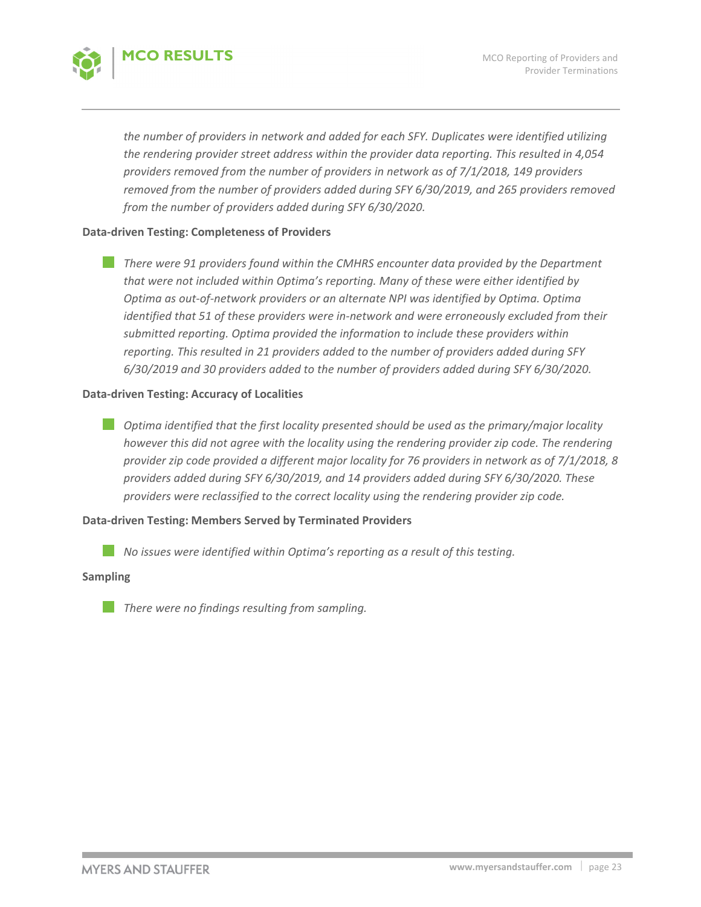*the number of providers in network and added for each SFY. Duplicates were identified utilizing the rendering provider street address within the provider data reporting. This resulted in 4,054 providers removed from the number of providers in network as of 7/1/2018, 149 providers removed from the number of providers added during SFY 6/30/2019, and 265 providers removed from the number of providers added during SFY 6/30/2020.*

**Data-driven Testing: Completeness of Providers**

- *There were 91 providers found within the CMHRS encounter data provided by the Department that were not included within Optima's reporting. Many of these were either identified by Optima as out-of-network providers or an alternate NPI was identified by Optima. Optima identified that 51 of these providers were in-network and were erroneously excluded from their submitted reporting. Optima provided the information to include these providers within reporting. This resulted in 21 providers added to the number of providers added during SFY 6/30/2019 and 30 providers added to the number of providers added during SFY 6/30/2020.*

**Data-driven Testing: Accuracy of Localities**

- *Optima identified that the first locality presented should be used as the primary/major locality however this did not agree with the locality using the rendering provider zip code. The rendering provider zip code provided a different major locality for 76 providers in network as of 7/1/2018, 8 providers added during SFY 6/30/2019, and 14 providers added during SFY 6/30/2020. These providers were reclassified to the correct locality using the rendering provider zip code.*

**Data-driven Testing: Members Served by Terminated Providers**

- *No issues were identified within Optima's reporting as a result of this testing.*

**Sampling**

- *There were no findings resulting from sampling.*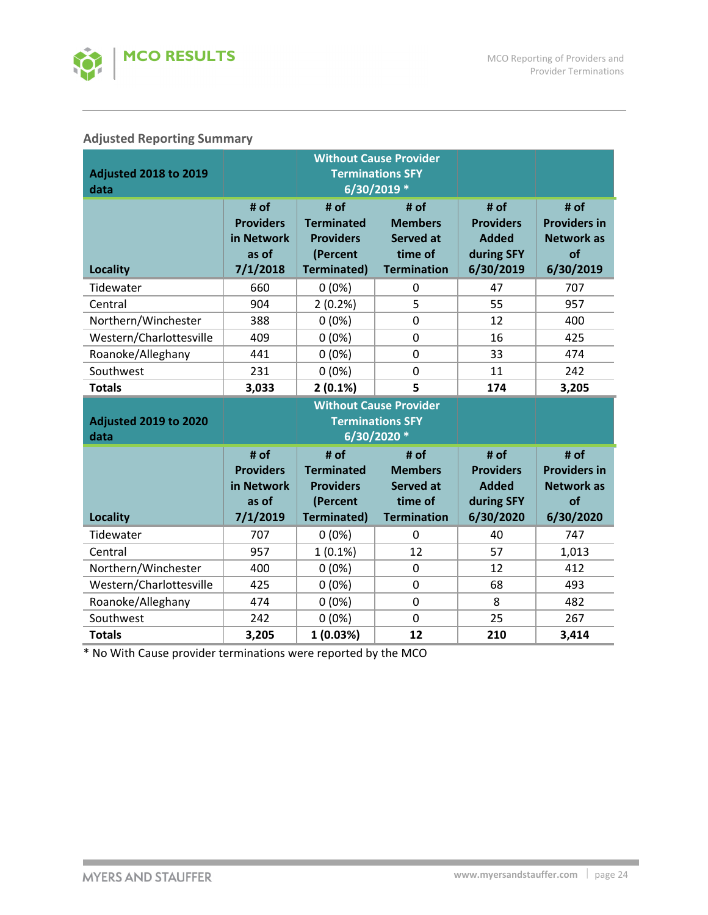## Adjusted Reporting Summary

| Adjusted 2018 to 2019 data | | Without Cause Provider Terminations SFY 6/30/2019 * | | | |
|---|---|---|---|---|---|
| **Locality** | **# of Providers in Network as of 7/1/2018** | **# of Terminated Providers (Percent Terminated)** | **# of Members Served at time of Termination** | **# of Providers Added during SFY 6/30/2019** | **# of Providers in Network as of 6/30/2019** |
| Tidewater | 660 | 0 (0%) | 0 | 47 | 707 |
| Central | 904 | 2 (0.2%) | 5 | 55 | 957 |
| Northern/Winchester | 388 | 0 (0%) | 0 | 12 | 400 |
| Western/Charlottesville | 409 | 0 (0%) | 0 | 16 | 425 |
| Roanoke/Alleghany | 441 | 0 (0%) | 0 | 33 | 474 |
| Southwest | 231 | 0 (0%) | 0 | 11 | 242 |
| **Totals** | **3,033** | **2 (0.1%)** | **5** | **174** | **3,205** |

| Adjusted 2019 to 2020 data | | Without Cause Provider Terminations SFY 6/30/2020 * | | | |
|---|---|---|---|---|---|
| **Locality** | **# of Providers in Network as of 7/1/2019** | **# of Terminated Providers (Percent Terminated)** | **# of Members Served at time of Termination** | **# of Providers Added during SFY 6/30/2020** | **# of Providers in Network as of 6/30/2020** |
| Tidewater | 707 | 0 (0%) | 0 | 40 | 747 |
| Central | 957 | 1 (0.1%) | 12 | 57 | 1,013 |
| Northern/Winchester | 400 | 0 (0%) | 0 | 12 | 412 |
| Western/Charlottesville | 425 | 0 (0%) | 0 | 68 | 493 |
| Roanoke/Alleghany | 474 | 0 (0%) | 0 | 8 | 482 |
| Southwest | 242 | 0 (0%) | 0 | 25 | 267 |
| **Totals** | **3,205** | **1 (0.03%)** | **12** | **210** | **3,414** |

* No With Cause provider terminations were reported by the MCO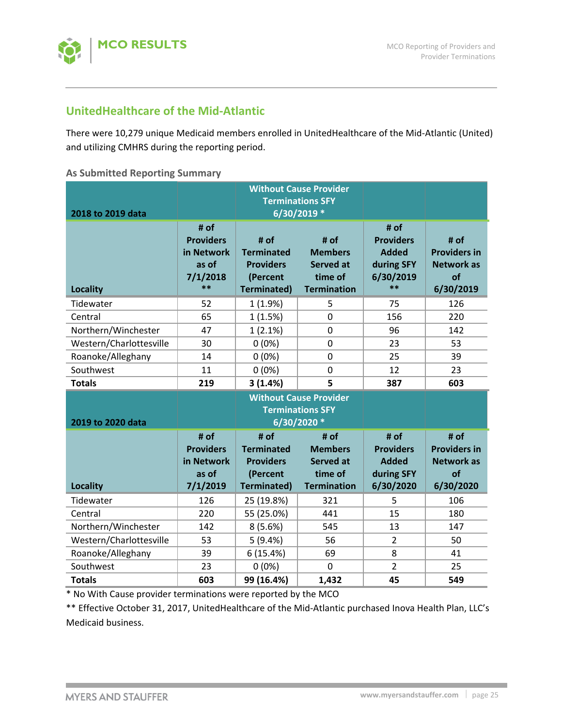## UnitedHealthcare of the Mid-Atlantic

There were 10,279 unique Medicaid members enrolled in UnitedHealthcare of the Mid-Atlantic (United) and utilizing CMHRS during the reporting period.

**As Submitted Reporting Summary**

| 2018 to 2019 data | | Without Cause Provider Terminations SFY 6/30/2019 * | | | |
|---|---|---|---|---|---|
| **Locality** | **# of Providers in Network as of 7/1/2018 \*\*** | **# of Terminated Providers (Percent Terminated)** | **# of Members Served at time of Termination** | **# of Providers Added during SFY 6/30/2019 \*\*** | **# of Providers in Network as of 6/30/2019** |
| Tidewater | 52 | 1 (1.9%) | 5 | 75 | 126 |
| Central | 65 | 1 (1.5%) | 0 | 156 | 220 |
| Northern/Winchester | 47 | 1 (2.1%) | 0 | 96 | 142 |
| Western/Charlottesville | 30 | 0 (0%) | 0 | 23 | 53 |
| Roanoke/Alleghany | 14 | 0 (0%) | 0 | 25 | 39 |
| Southwest | 11 | 0 (0%) | 0 | 12 | 23 |
| **Totals** | **219** | **3 (1.4%)** | **5** | **387** | **603** |
| **2019 to 2020 data** | | **Without Cause Provider Terminations SFY 6/30/2020 \*** | | | |
| **Locality** | **# of Providers in Network as of 7/1/2019** | **# of Terminated Providers (Percent Terminated)** | **# of Members Served at time of Termination** | **# of Providers Added during SFY 6/30/2020** | **# of Providers in Network as of 6/30/2020** |
| Tidewater | 126 | 25 (19.8%) | 321 | 5 | 106 |
| Central | 220 | 55 (25.0%) | 441 | 15 | 180 |
| Northern/Winchester | 142 | 8 (5.6%) | 545 | 13 | 147 |
| Western/Charlottesville | 53 | 5 (9.4%) | 56 | 2 | 50 |
| Roanoke/Alleghany | 39 | 6 (15.4%) | 69 | 8 | 41 |
| Southwest | 23 | 0 (0%) | 0 | 2 | 25 |
| **Totals** | **603** | **99 (16.4%)** | **1,432** | **45** | **549** |

* No With Cause provider terminations were reported by the MCO

** Effective October 31, 2017, UnitedHealthcare of the Mid-Atlantic purchased Inova Health Plan, LLC's Medicaid business.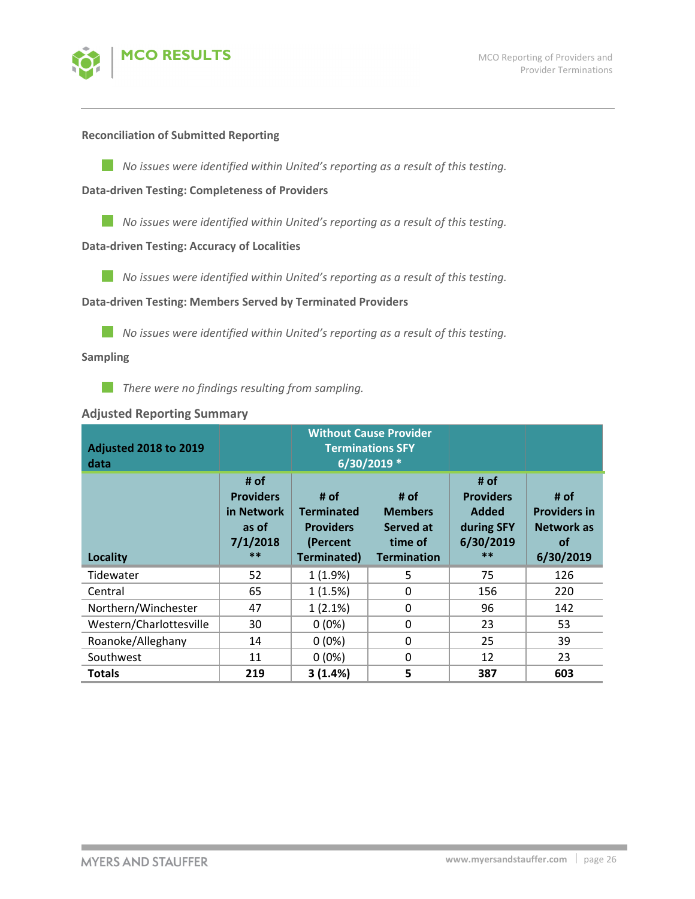### Reconciliation of Submitted Reporting

- *No issues were identified within United's reporting as a result of this testing.*

### Data-driven Testing: Completeness of Providers

- *No issues were identified within United's reporting as a result of this testing.*

### Data-driven Testing: Accuracy of Localities

- *No issues were identified within United's reporting as a result of this testing.*

### Data-driven Testing: Members Served by Terminated Providers

- *No issues were identified within United's reporting as a result of this testing.*

### Sampling

- *There were no findings resulting from sampling.*

### Adjusted Reporting Summary

| Adjusted 2018 to 2019 data | | Without Cause Provider Terminations SFY 6/30/2019 * | | | |
|---|---|---|---|---|---|
| Locality | # of Providers in Network as of 7/1/2018 ** | # of Terminated Providers (Percent Terminated) | # of Members Served at time of Termination | # of Providers Added during SFY 6/30/2019 ** | # of Providers in Network as of 6/30/2019 |
| Tidewater | 52 | 1 (1.9%) | 5 | 75 | 126 |
| Central | 65 | 1 (1.5%) | 0 | 156 | 220 |
| Northern/Winchester | 47 | 1 (2.1%) | 0 | 96 | 142 |
| Western/Charlottesville | 30 | 0 (0%) | 0 | 23 | 53 |
| Roanoke/Alleghany | 14 | 0 (0%) | 0 | 25 | 39 |
| Southwest | 11 | 0 (0%) | 0 | 12 | 23 |
| **Totals** | **219** | **3 (1.4%)** | **5** | **387** | **603** |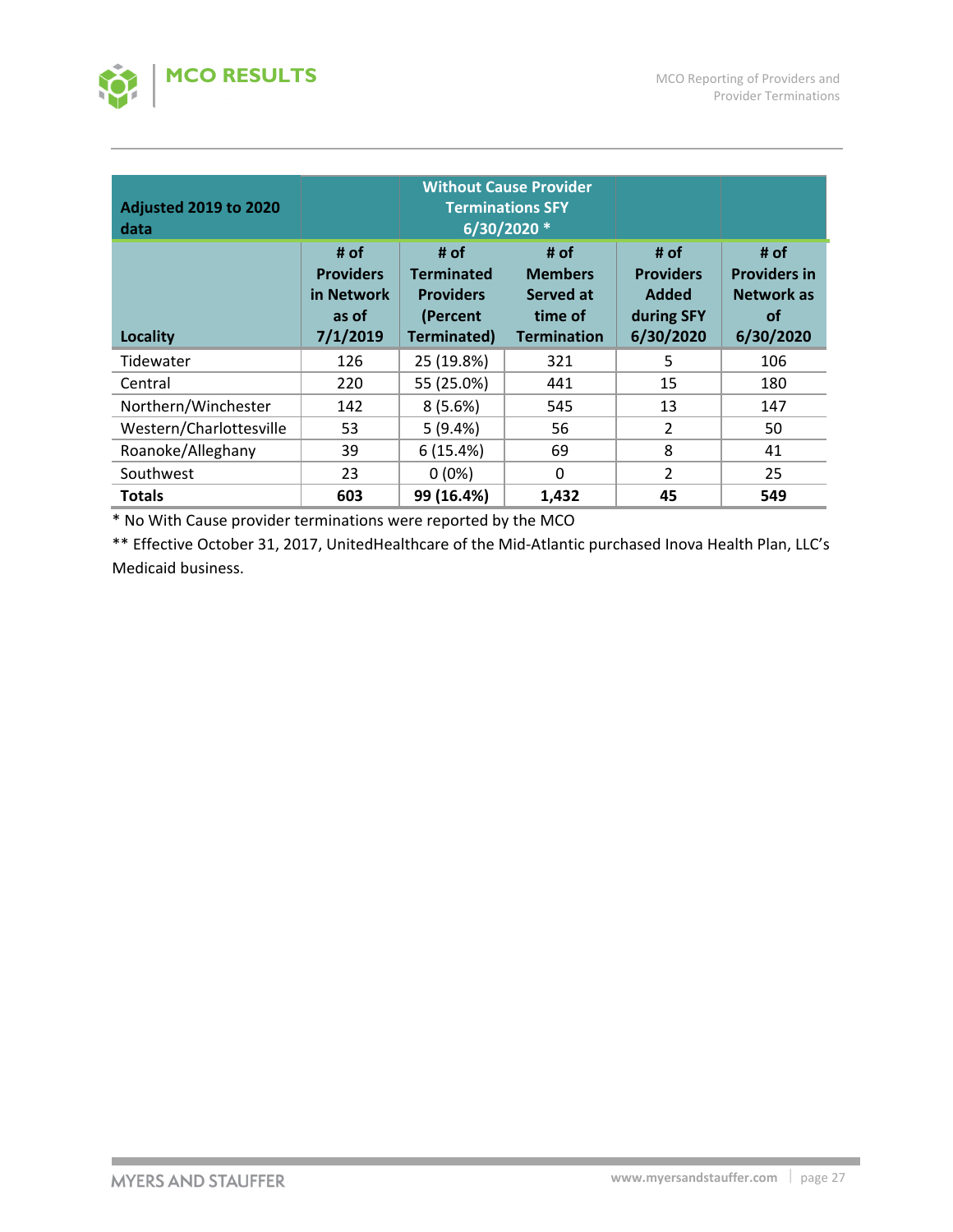| Adjusted 2019 to 2020 data | | Without Cause Provider Terminations SFY 6/30/2020 * | | | |
|---|---|---|---|---|---|
| **Locality** | **# of Providers in Network as of 7/1/2019** | **# of Terminated Providers (Percent Terminated)** | **# of Members Served at time of Termination** | **# of Providers Added during SFY 6/30/2020** | **# of Providers in Network as of 6/30/2020** |
| Tidewater | 126 | 25 (19.8%) | 321 | 5 | 106 |
| Central | 220 | 55 (25.0%) | 441 | 15 | 180 |
| Northern/Winchester | 142 | 8 (5.6%) | 545 | 13 | 147 |
| Western/Charlottesville | 53 | 5 (9.4%) | 56 | 2 | 50 |
| Roanoke/Alleghany | 39 | 6 (15.4%) | 69 | 8 | 41 |
| Southwest | 23 | 0 (0%) | 0 | 2 | 25 |
| **Totals** | **603** | **99 (16.4%)** | **1,432** | **45** | **549** |

* No With Cause provider terminations were reported by the MCO

** Effective October 31, 2017, UnitedHealthcare of the Mid-Atlantic purchased Inova Health Plan, LLC's Medicaid business.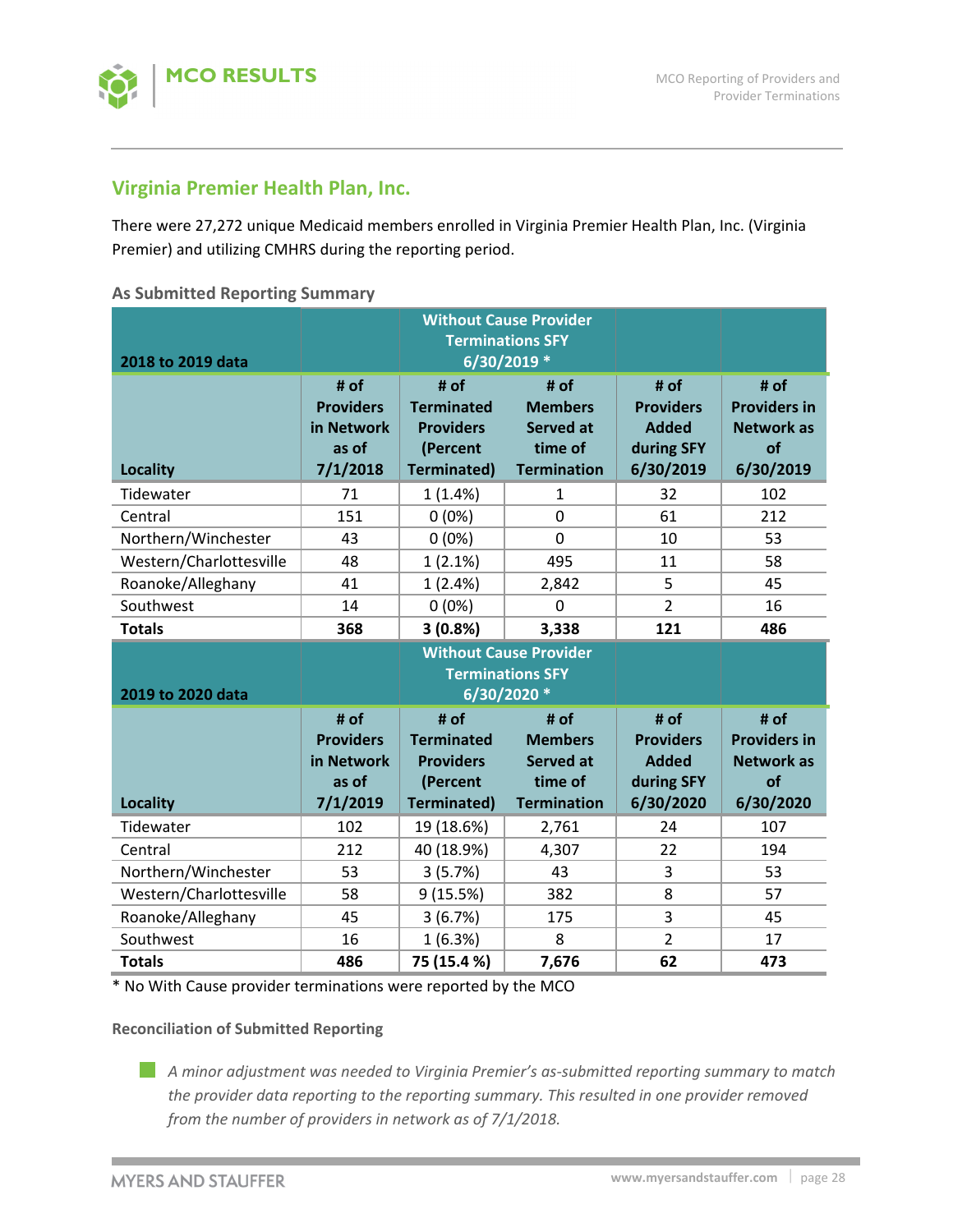## Virginia Premier Health Plan, Inc.

There were 27,272 unique Medicaid members enrolled in Virginia Premier Health Plan, Inc. (Virginia Premier) and utilizing CMHRS during the reporting period.

**As Submitted Reporting Summary**

| 2018 to 2019 data | | Without Cause Provider Terminations SFY 6/30/2019 * | | | |
|---|---|---|---|---|---|
| **Locality** | **# of Providers in Network as of 7/1/2018** | **# of Terminated Providers (Percent Terminated)** | **# of Members Served at time of Termination** | **# of Providers Added during SFY 6/30/2019** | **# of Providers in Network as of 6/30/2019** |
| Tidewater | 71 | 1 (1.4%) | 1 | 32 | 102 |
| Central | 151 | 0 (0%) | 0 | 61 | 212 |
| Northern/Winchester | 43 | 0 (0%) | 0 | 10 | 53 |
| Western/Charlottesville | 48 | 1 (2.1%) | 495 | 11 | 58 |
| Roanoke/Alleghany | 41 | 1 (2.4%) | 2,842 | 5 | 45 |
| Southwest | 14 | 0 (0%) | 0 | 2 | 16 |
| **Totals** | **368** | **3 (0.8%)** | **3,338** | **121** | **486** |
| **2019 to 2020 data** | | **Without Cause Provider Terminations SFY 6/30/2020 *** | | | |
| **Locality** | **# of Providers in Network as of 7/1/2019** | **# of Terminated Providers (Percent Terminated)** | **# of Members Served at time of Termination** | **# of Providers Added during SFY 6/30/2020** | **# of Providers in Network as of 6/30/2020** |
| Tidewater | 102 | 19 (18.6%) | 2,761 | 24 | 107 |
| Central | 212 | 40 (18.9%) | 4,307 | 22 | 194 |
| Northern/Winchester | 53 | 3 (5.7%) | 43 | 3 | 53 |
| Western/Charlottesville | 58 | 9 (15.5%) | 382 | 8 | 57 |
| Roanoke/Alleghany | 45 | 3 (6.7%) | 175 | 3 | 45 |
| Southwest | 16 | 1 (6.3%) | 8 | 2 | 17 |
| **Totals** | **486** | **75 (15.4 %)** | **7,676** | **62** | **473** |

\* No With Cause provider terminations were reported by the MCO

**Reconciliation of Submitted Reporting**

- *A minor adjustment was needed to Virginia Premier's as-submitted reporting summary to match the provider data reporting to the reporting summary. This resulted in one provider removed from the number of providers in network as of 7/1/2018.*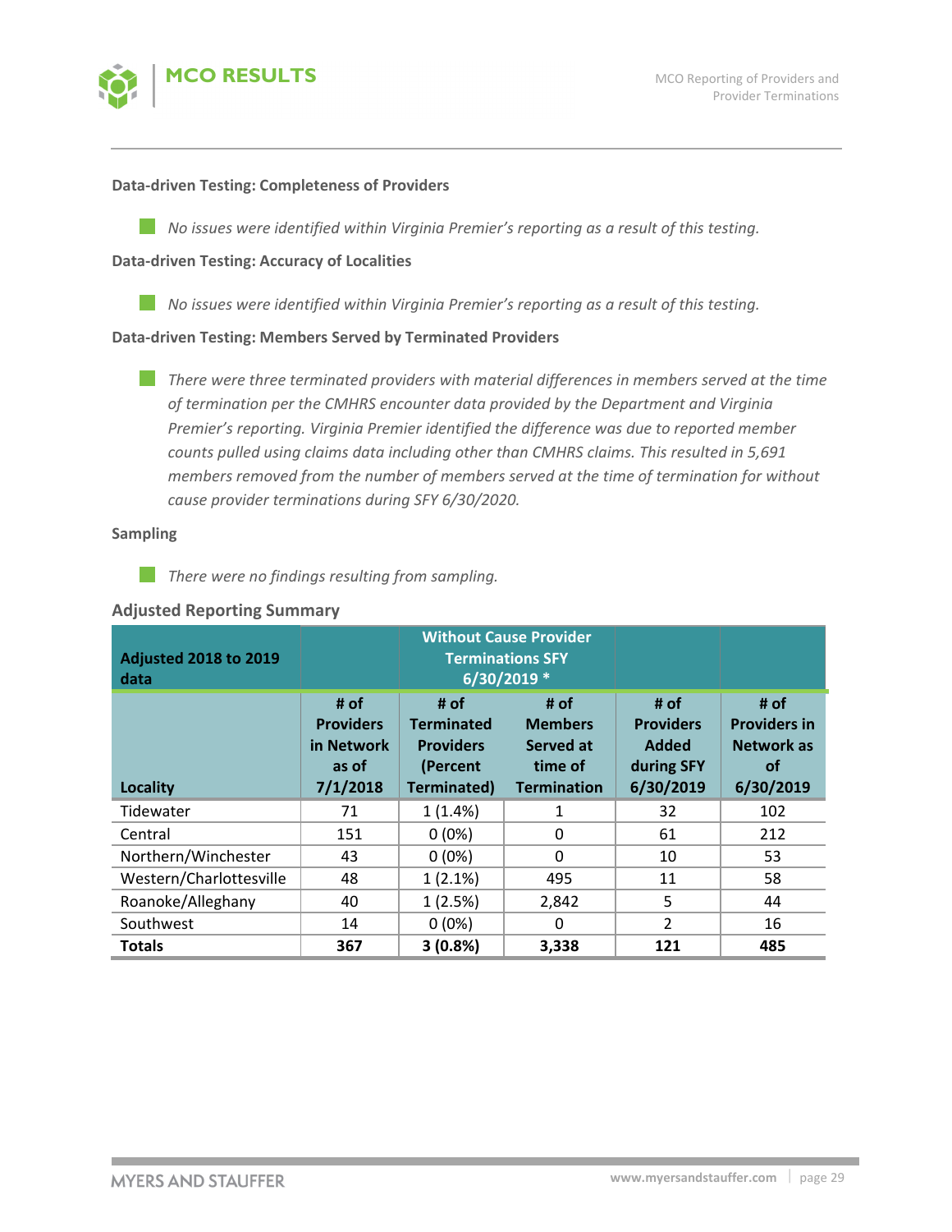#### Data-driven Testing: Completeness of Providers

- *No issues were identified within Virginia Premier's reporting as a result of this testing.*

#### Data-driven Testing: Accuracy of Localities

- *No issues were identified within Virginia Premier's reporting as a result of this testing.*

#### Data-driven Testing: Members Served by Terminated Providers

- *There were three terminated providers with material differences in members served at the time of termination per the CMHRS encounter data provided by the Department and Virginia Premier's reporting. Virginia Premier identified the difference was due to reported member counts pulled using claims data including other than CMHRS claims. This resulted in 5,691 members removed from the number of members served at the time of termination for without cause provider terminations during SFY 6/30/2020.*

#### Sampling

- *There were no findings resulting from sampling.*

### Adjusted Reporting Summary

| Adjusted 2018 to 2019 data | | Without Cause Provider Terminations SFY 6/30/2019 * | | | |
|---|---|---|---|---|---|
| **Locality** | **# of Providers in Network as of 7/1/2018** | **# of Terminated Providers (Percent Terminated)** | **# of Members Served at time of Termination** | **# of Providers Added during SFY 6/30/2019** | **# of Providers in Network as of 6/30/2019** |
| Tidewater | 71 | 1 (1.4%) | 1 | 32 | 102 |
| Central | 151 | 0 (0%) | 0 | 61 | 212 |
| Northern/Winchester | 43 | 0 (0%) | 0 | 10 | 53 |
| Western/Charlottesville | 48 | 1 (2.1%) | 495 | 11 | 58 |
| Roanoke/Alleghany | 40 | 1 (2.5%) | 2,842 | 5 | 44 |
| Southwest | 14 | 0 (0%) | 0 | 2 | 16 |
| **Totals** | **367** | **3 (0.8%)** | **3,338** | **121** | **485** |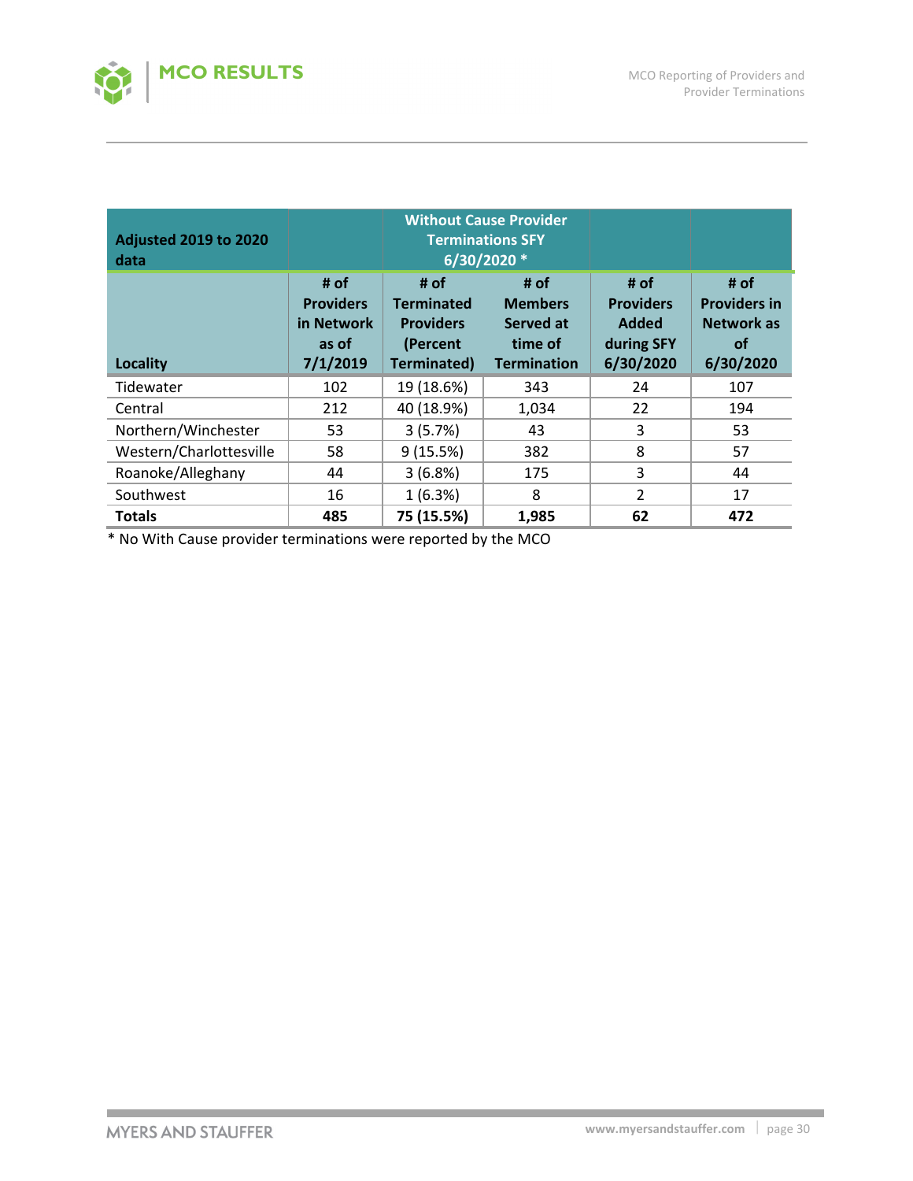| Adjusted 2019 to 2020 data | | Without Cause Provider Terminations SFY 6/30/2020 * | | | |
|---|---|---|---|---|---|
| Locality | # of Providers in Network as of 7/1/2019 | # of Terminated Providers (Percent Terminated) | # of Members Served at time of Termination | # of Providers Added during SFY 6/30/2020 | # of Providers in Network as of 6/30/2020 |
| Tidewater | 102 | 19 (18.6%) | 343 | 24 | 107 |
| Central | 212 | 40 (18.9%) | 1,034 | 22 | 194 |
| Northern/Winchester | 53 | 3 (5.7%) | 43 | 3 | 53 |
| Western/Charlottesville | 58 | 9 (15.5%) | 382 | 8 | 57 |
| Roanoke/Alleghany | 44 | 3 (6.8%) | 175 | 3 | 44 |
| Southwest | 16 | 1 (6.3%) | 8 | 2 | 17 |
| **Totals** | **485** | **75 (15.5%)** | **1,985** | **62** | **472** |

* No With Cause provider terminations were reported by the MCO